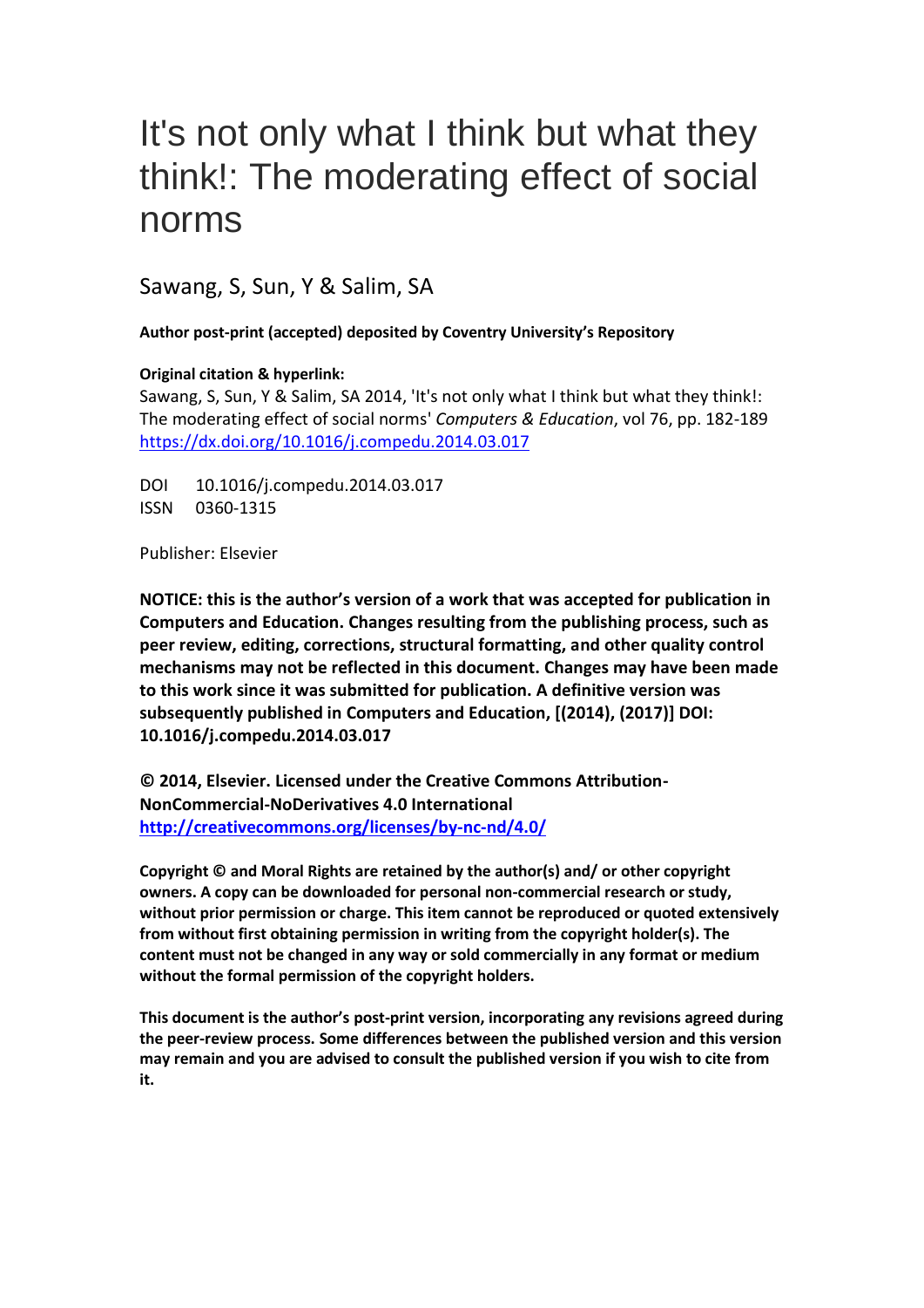# It's not only what I think but what they think!: The moderating effect of social norms

Sawang, S, Sun, Y & Salim, SA

**Author post-print (accepted) deposited by Coventry University's Repository**

**Original citation & hyperlink:**

Sawang, S, Sun, Y & Salim, SA 2014, 'It's not only what I think but what they think!: The moderating effect of social norms' *Computers & Education*, vol 76, pp. 182-189
https://dx.doi.org/10.1016/j.compedu.2014.03.017

DOI 10.1016/j.compedu.2014.03.017
ISSN 0360-1315

Publisher: Elsevier

**NOTICE: this is the author's version of a work that was accepted for publication in Computers and Education. Changes resulting from the publishing process, such as peer review, editing, corrections, structural formatting, and other quality control mechanisms may not be reflected in this document. Changes may have been made to this work since it was submitted for publication. A definitive version was subsequently published in Computers and Education, [(2014), (2017)] DOI: 10.1016/j.compedu.2014.03.017**

**© 2014, Elsevier. Licensed under the Creative Commons Attribution-NonCommercial-NoDerivatives 4.0 International**
**http://creativecommons.org/licenses/by-nc-nd/4.0/**

**Copyright © and Moral Rights are retained by the author(s) and/ or other copyright owners. A copy can be downloaded for personal non-commercial research or study, without prior permission or charge. This item cannot be reproduced or quoted extensively from without first obtaining permission in writing from the copyright holder(s). The content must not be changed in any way or sold commercially in any format or medium without the formal permission of the copyright holders.**

**This document is the author's post-print version, incorporating any revisions agreed during the peer-review process. Some differences between the published version and this version may remain and you are advised to consult the published version if you wish to cite from it.**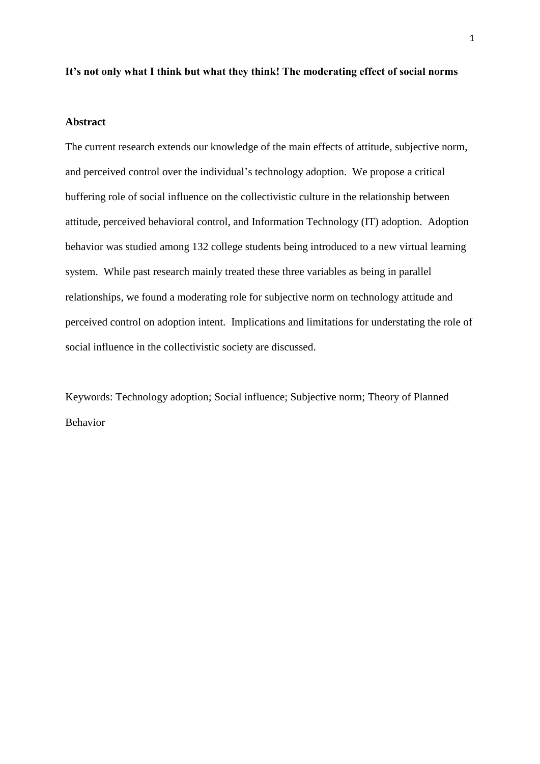**It's not only what I think but what they think! The moderating effect of social norms**

**Abstract**

The current research extends our knowledge of the main effects of attitude, subjective norm, and perceived control over the individual's technology adoption. We propose a critical buffering role of social influence on the collectivistic culture in the relationship between attitude, perceived behavioral control, and Information Technology (IT) adoption. Adoption behavior was studied among 132 college students being introduced to a new virtual learning system. While past research mainly treated these three variables as being in parallel relationships, we found a moderating role for subjective norm on technology attitude and perceived control on adoption intent. Implications and limitations for understating the role of social influence in the collectivistic society are discussed.

Keywords: Technology adoption; Social influence; Subjective norm; Theory of Planned Behavior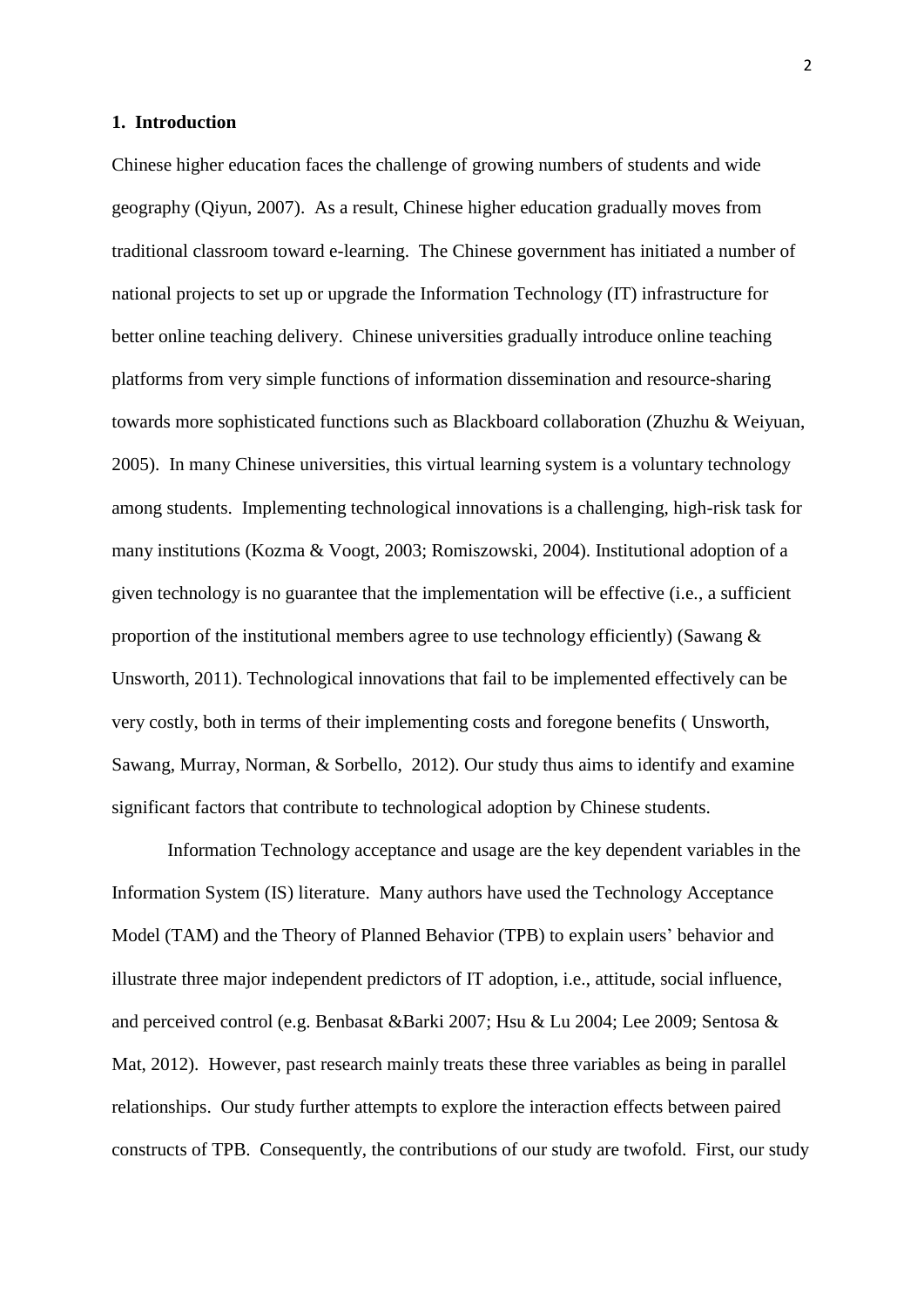## 1. Introduction

Chinese higher education faces the challenge of growing numbers of students and wide geography (Qiyun, 2007). As a result, Chinese higher education gradually moves from traditional classroom toward e-learning. The Chinese government has initiated a number of national projects to set up or upgrade the Information Technology (IT) infrastructure for better online teaching delivery. Chinese universities gradually introduce online teaching platforms from very simple functions of information dissemination and resource-sharing towards more sophisticated functions such as Blackboard collaboration (Zhuzhu & Weiyuan, 2005). In many Chinese universities, this virtual learning system is a voluntary technology among students. Implementing technological innovations is a challenging, high-risk task for many institutions (Kozma & Voogt, 2003; Romiszowski, 2004). Institutional adoption of a given technology is no guarantee that the implementation will be effective (i.e., a sufficient proportion of the institutional members agree to use technology efficiently) (Sawang & Unsworth, 2011). Technological innovations that fail to be implemented effectively can be very costly, both in terms of their implementing costs and foregone benefits ( Unsworth, Sawang, Murray, Norman, & Sorbello, 2012). Our study thus aims to identify and examine significant factors that contribute to technological adoption by Chinese students.

Information Technology acceptance and usage are the key dependent variables in the Information System (IS) literature. Many authors have used the Technology Acceptance Model (TAM) and the Theory of Planned Behavior (TPB) to explain users' behavior and illustrate three major independent predictors of IT adoption, i.e., attitude, social influence, and perceived control (e.g. Benbasat &Barki 2007; Hsu & Lu 2004; Lee 2009; Sentosa & Mat, 2012). However, past research mainly treats these three variables as being in parallel relationships. Our study further attempts to explore the interaction effects between paired constructs of TPB. Consequently, the contributions of our study are twofold. First, our study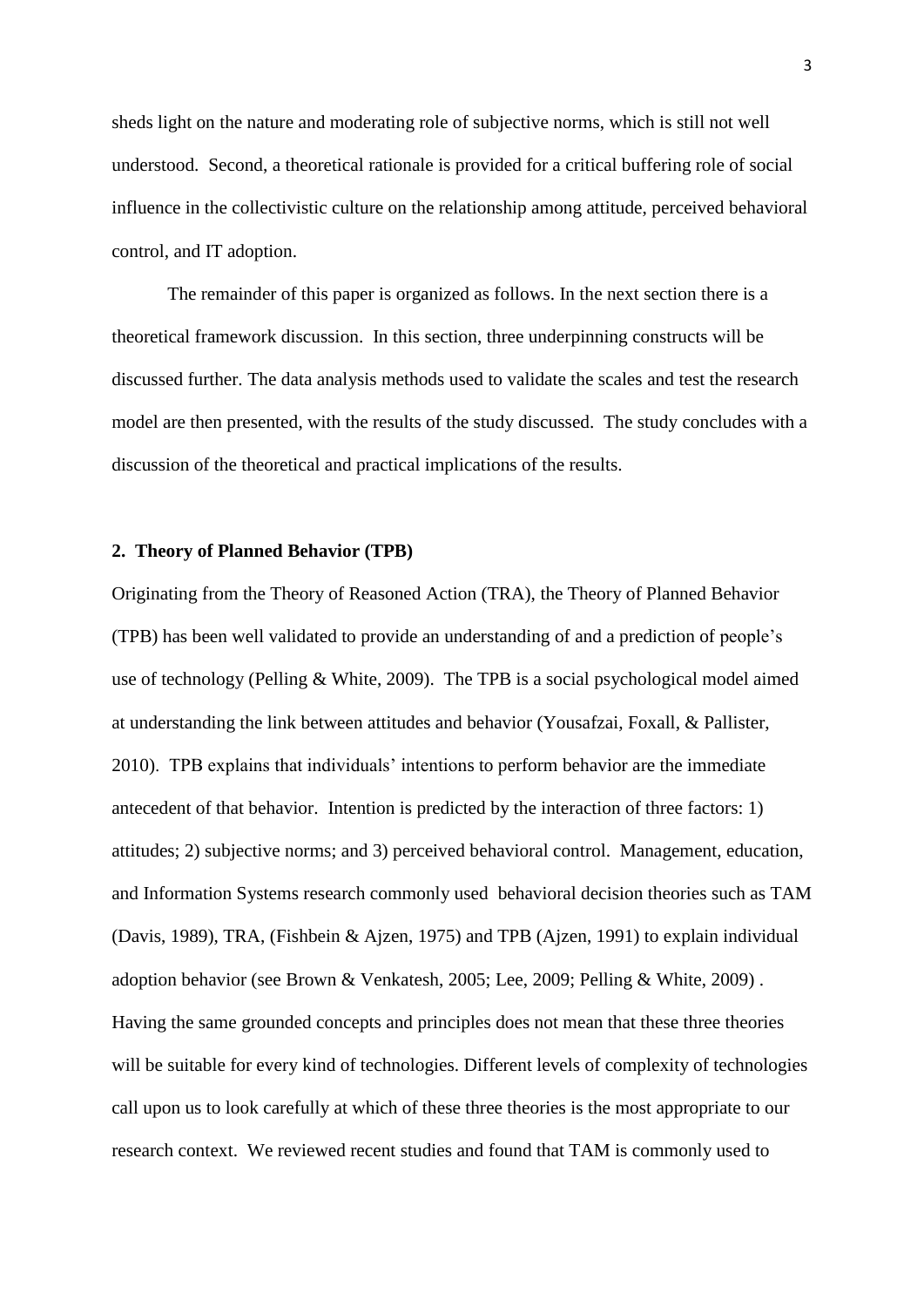sheds light on the nature and moderating role of subjective norms, which is still not well understood. Second, a theoretical rationale is provided for a critical buffering role of social influence in the collectivistic culture on the relationship among attitude, perceived behavioral control, and IT adoption.

The remainder of this paper is organized as follows. In the next section there is a theoretical framework discussion. In this section, three underpinning constructs will be discussed further. The data analysis methods used to validate the scales and test the research model are then presented, with the results of the study discussed. The study concludes with a discussion of the theoretical and practical implications of the results.

## 2. Theory of Planned Behavior (TPB)

Originating from the Theory of Reasoned Action (TRA), the Theory of Planned Behavior (TPB) has been well validated to provide an understanding of and a prediction of people's use of technology (Pelling & White, 2009). The TPB is a social psychological model aimed at understanding the link between attitudes and behavior (Yousafzai, Foxall, & Pallister, 2010). TPB explains that individuals' intentions to perform behavior are the immediate antecedent of that behavior. Intention is predicted by the interaction of three factors: 1) attitudes; 2) subjective norms; and 3) perceived behavioral control. Management, education, and Information Systems research commonly used behavioral decision theories such as TAM (Davis, 1989), TRA, (Fishbein & Ajzen, 1975) and TPB (Ajzen, 1991) to explain individual adoption behavior (see Brown & Venkatesh, 2005; Lee, 2009; Pelling & White, 2009) . Having the same grounded concepts and principles does not mean that these three theories will be suitable for every kind of technologies. Different levels of complexity of technologies call upon us to look carefully at which of these three theories is the most appropriate to our research context. We reviewed recent studies and found that TAM is commonly used to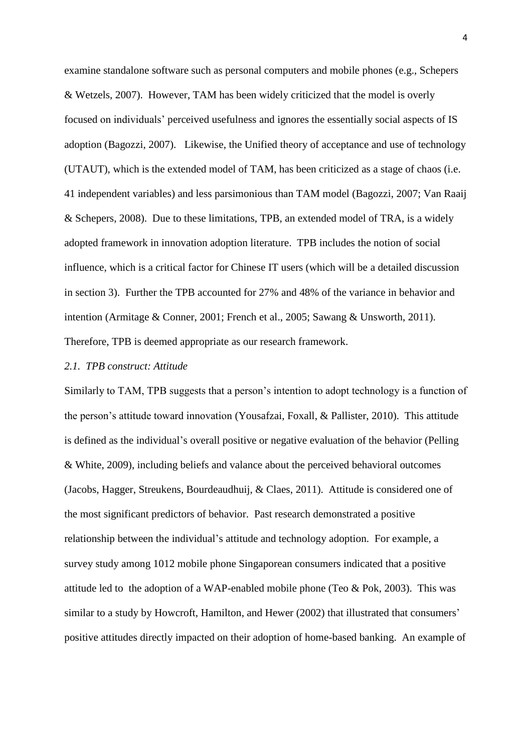examine standalone software such as personal computers and mobile phones (e.g., Schepers & Wetzels, 2007). However, TAM has been widely criticized that the model is overly focused on individuals' perceived usefulness and ignores the essentially social aspects of IS adoption (Bagozzi, 2007). Likewise, the Unified theory of acceptance and use of technology (UTAUT), which is the extended model of TAM, has been criticized as a stage of chaos (i.e. 41 independent variables) and less parsimonious than TAM model (Bagozzi, 2007; Van Raaij & Schepers, 2008). Due to these limitations, TPB, an extended model of TRA, is a widely adopted framework in innovation adoption literature. TPB includes the notion of social influence, which is a critical factor for Chinese IT users (which will be a detailed discussion in section 3). Further the TPB accounted for 27% and 48% of the variance in behavior and intention (Armitage & Conner, 2001; French et al., 2005; Sawang & Unsworth, 2011). Therefore, TPB is deemed appropriate as our research framework.

### *2.1. TPB construct: Attitude*

Similarly to TAM, TPB suggests that a person's intention to adopt technology is a function of the person's attitude toward innovation (Yousafzai, Foxall, & Pallister, 2010). This attitude is defined as the individual's overall positive or negative evaluation of the behavior (Pelling & White, 2009), including beliefs and valance about the perceived behavioral outcomes (Jacobs, Hagger, Streukens, Bourdeaudhuij, & Claes, 2011). Attitude is considered one of the most significant predictors of behavior. Past research demonstrated a positive relationship between the individual's attitude and technology adoption. For example, a survey study among 1012 mobile phone Singaporean consumers indicated that a positive attitude led to the adoption of a WAP-enabled mobile phone (Teo & Pok, 2003). This was similar to a study by Howcroft, Hamilton, and Hewer (2002) that illustrated that consumers' positive attitudes directly impacted on their adoption of home-based banking. An example of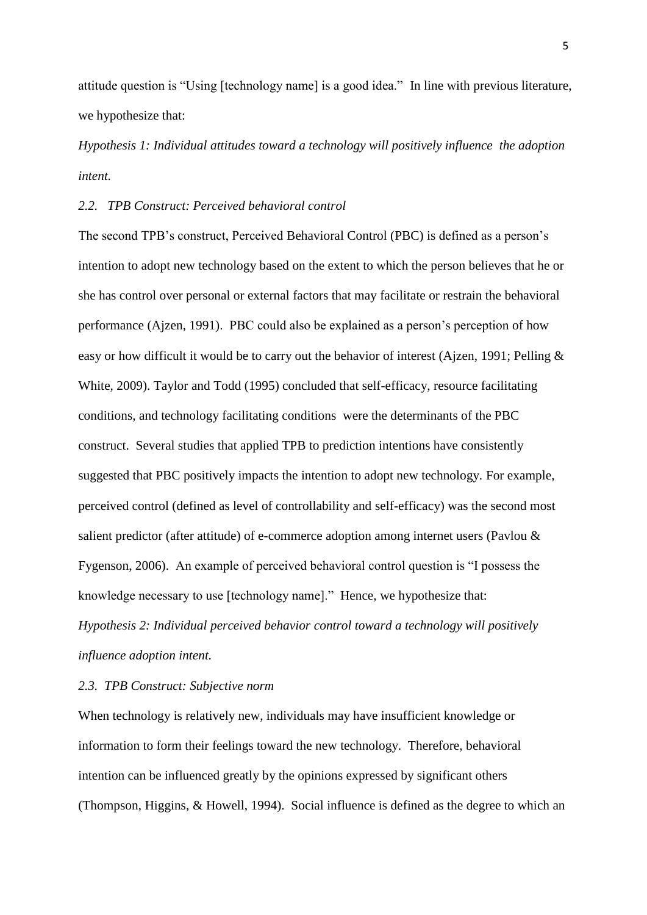attitude question is "Using [technology name] is a good idea." In line with previous literature, we hypothesize that:

*Hypothesis 1: Individual attitudes toward a technology will positively influence the adoption intent.*

### *2.2. TPB Construct: Perceived behavioral control*

The second TPB's construct, Perceived Behavioral Control (PBC) is defined as a person's intention to adopt new technology based on the extent to which the person believes that he or she has control over personal or external factors that may facilitate or restrain the behavioral performance (Ajzen, 1991). PBC could also be explained as a person's perception of how easy or how difficult it would be to carry out the behavior of interest (Ajzen, 1991; Pelling & White, 2009). Taylor and Todd (1995) concluded that self-efficacy, resource facilitating conditions, and technology facilitating conditions were the determinants of the PBC construct. Several studies that applied TPB to prediction intentions have consistently suggested that PBC positively impacts the intention to adopt new technology. For example, perceived control (defined as level of controllability and self-efficacy) was the second most salient predictor (after attitude) of e-commerce adoption among internet users (Pavlou & Fygenson, 2006). An example of perceived behavioral control question is "I possess the knowledge necessary to use [technology name]." Hence, we hypothesize that:

*Hypothesis 2: Individual perceived behavior control toward a technology will positively influence adoption intent.*

### *2.3. TPB Construct: Subjective norm*

When technology is relatively new, individuals may have insufficient knowledge or information to form their feelings toward the new technology. Therefore, behavioral intention can be influenced greatly by the opinions expressed by significant others (Thompson, Higgins, & Howell, 1994). Social influence is defined as the degree to which an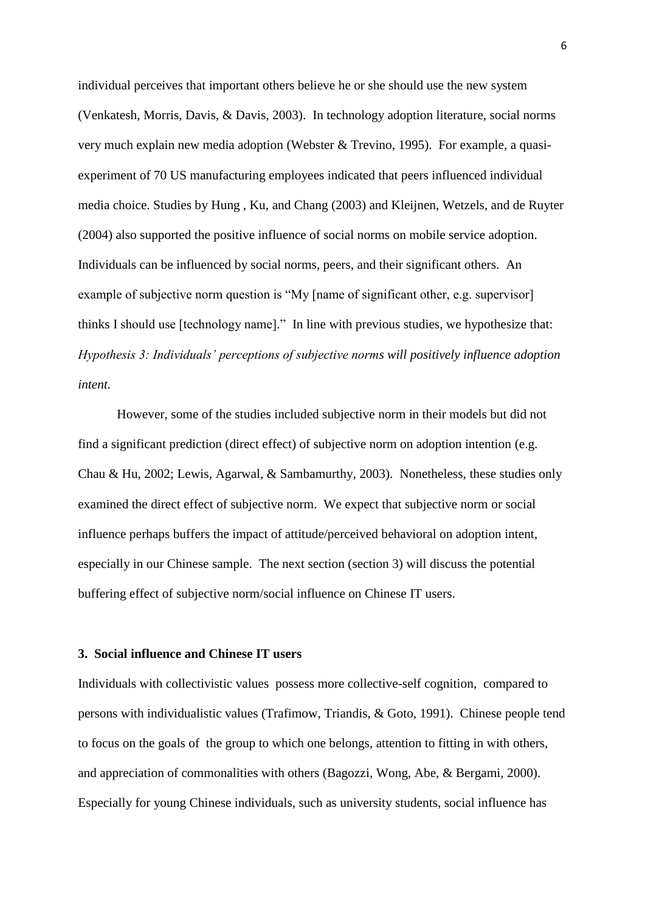individual perceives that important others believe he or she should use the new system (Venkatesh, Morris, Davis, & Davis, 2003). In technology adoption literature, social norms very much explain new media adoption (Webster & Trevino, 1995). For example, a quasi-experiment of 70 US manufacturing employees indicated that peers influenced individual media choice. Studies by Hung , Ku, and Chang (2003) and Kleijnen, Wetzels, and de Ruyter (2004) also supported the positive influence of social norms on mobile service adoption. Individuals can be influenced by social norms, peers, and their significant others. An example of subjective norm question is "My [name of significant other, e.g. supervisor] thinks I should use [technology name]." In line with previous studies, we hypothesize that: *Hypothesis 3: Individuals' perceptions of subjective norms will positively influence adoption intent.*

However, some of the studies included subjective norm in their models but did not find a significant prediction (direct effect) of subjective norm on adoption intention (e.g. Chau & Hu, 2002; Lewis, Agarwal, & Sambamurthy, 2003). Nonetheless, these studies only examined the direct effect of subjective norm. We expect that subjective norm or social influence perhaps buffers the impact of attitude/perceived behavioral on adoption intent, especially in our Chinese sample. The next section (section 3) will discuss the potential buffering effect of subjective norm/social influence on Chinese IT users.

## 3. Social influence and Chinese IT users

Individuals with collectivistic values possess more collective-self cognition, compared to persons with individualistic values (Trafimow, Triandis, & Goto, 1991). Chinese people tend to focus on the goals of the group to which one belongs, attention to fitting in with others, and appreciation of commonalities with others (Bagozzi, Wong, Abe, & Bergami, 2000). Especially for young Chinese individuals, such as university students, social influence has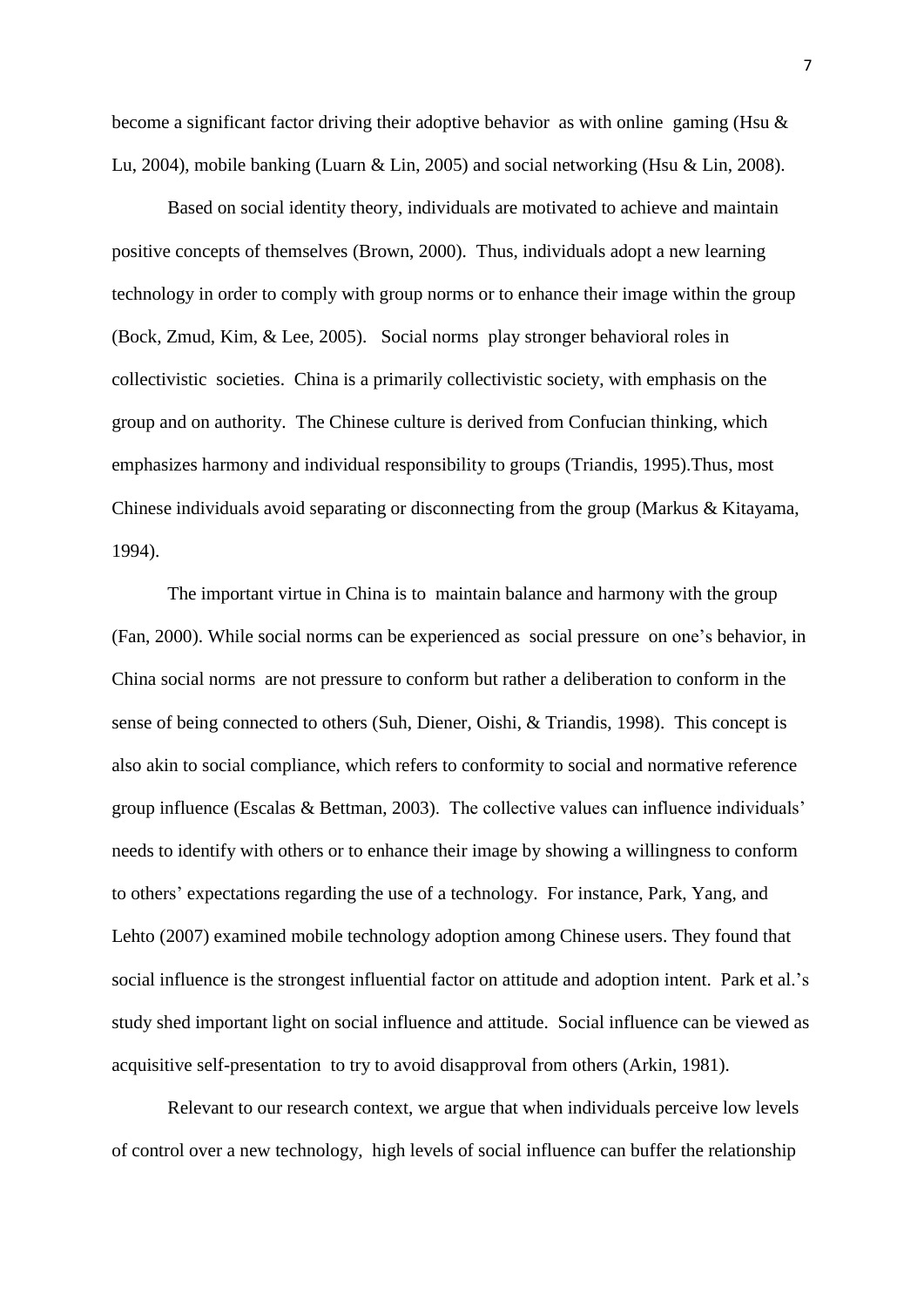become a significant factor driving their adoptive behavior as with online gaming (Hsu & Lu, 2004), mobile banking (Luarn & Lin, 2005) and social networking (Hsu & Lin, 2008).

Based on social identity theory, individuals are motivated to achieve and maintain positive concepts of themselves (Brown, 2000). Thus, individuals adopt a new learning technology in order to comply with group norms or to enhance their image within the group (Bock, Zmud, Kim, & Lee, 2005). Social norms play stronger behavioral roles in collectivistic societies. China is a primarily collectivistic society, with emphasis on the group and on authority. The Chinese culture is derived from Confucian thinking, which emphasizes harmony and individual responsibility to groups (Triandis, 1995).Thus, most Chinese individuals avoid separating or disconnecting from the group (Markus & Kitayama, 1994).

The important virtue in China is to maintain balance and harmony with the group (Fan, 2000). While social norms can be experienced as social pressure on one's behavior, in China social norms are not pressure to conform but rather a deliberation to conform in the sense of being connected to others (Suh, Diener, Oishi, & Triandis, 1998). This concept is also akin to social compliance, which refers to conformity to social and normative reference group influence (Escalas & Bettman, 2003). The collective values can influence individuals' needs to identify with others or to enhance their image by showing a willingness to conform to others' expectations regarding the use of a technology. For instance, Park, Yang, and Lehto (2007) examined mobile technology adoption among Chinese users. They found that social influence is the strongest influential factor on attitude and adoption intent. Park et al.'s study shed important light on social influence and attitude. Social influence can be viewed as acquisitive self-presentation to try to avoid disapproval from others (Arkin, 1981).

Relevant to our research context, we argue that when individuals perceive low levels of control over a new technology, high levels of social influence can buffer the relationship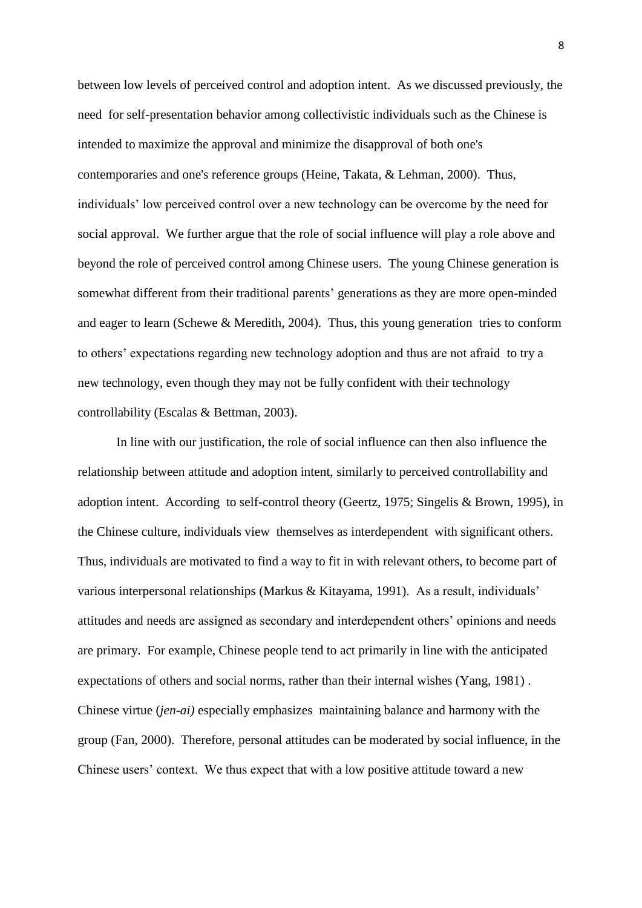between low levels of perceived control and adoption intent. As we discussed previously, the need for self-presentation behavior among collectivistic individuals such as the Chinese is intended to maximize the approval and minimize the disapproval of both one's contemporaries and one's reference groups (Heine, Takata, & Lehman, 2000). Thus, individuals' low perceived control over a new technology can be overcome by the need for social approval. We further argue that the role of social influence will play a role above and beyond the role of perceived control among Chinese users. The young Chinese generation is somewhat different from their traditional parents' generations as they are more open-minded and eager to learn (Schewe & Meredith, 2004). Thus, this young generation tries to conform to others' expectations regarding new technology adoption and thus are not afraid to try a new technology, even though they may not be fully confident with their technology controllability (Escalas & Bettman, 2003).

In line with our justification, the role of social influence can then also influence the relationship between attitude and adoption intent, similarly to perceived controllability and adoption intent. According to self-control theory (Geertz, 1975; Singelis & Brown, 1995), in the Chinese culture, individuals view themselves as interdependent with significant others. Thus, individuals are motivated to find a way to fit in with relevant others, to become part of various interpersonal relationships (Markus & Kitayama, 1991). As a result, individuals' attitudes and needs are assigned as secondary and interdependent others' opinions and needs are primary. For example, Chinese people tend to act primarily in line with the anticipated expectations of others and social norms, rather than their internal wishes (Yang, 1981) . Chinese virtue (*jen-ai)* especially emphasizes maintaining balance and harmony with the group (Fan, 2000). Therefore, personal attitudes can be moderated by social influence, in the Chinese users' context. We thus expect that with a low positive attitude toward a new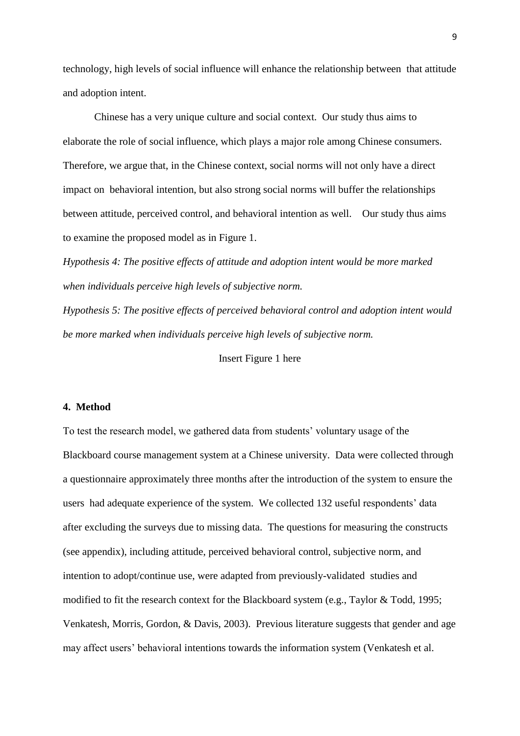technology, high levels of social influence will enhance the relationship between that attitude and adoption intent.

Chinese has a very unique culture and social context. Our study thus aims to elaborate the role of social influence, which plays a major role among Chinese consumers. Therefore, we argue that, in the Chinese context, social norms will not only have a direct impact on behavioral intention, but also strong social norms will buffer the relationships between attitude, perceived control, and behavioral intention as well. Our study thus aims to examine the proposed model as in Figure 1.

*Hypothesis 4: The positive effects of attitude and adoption intent would be more marked when individuals perceive high levels of subjective norm.*

*Hypothesis 5: The positive effects of perceived behavioral control and adoption intent would be more marked when individuals perceive high levels of subjective norm.*

Insert Figure 1 here

## 4. Method

To test the research model, we gathered data from students' voluntary usage of the Blackboard course management system at a Chinese university. Data were collected through a questionnaire approximately three months after the introduction of the system to ensure the users had adequate experience of the system. We collected 132 useful respondents' data after excluding the surveys due to missing data. The questions for measuring the constructs (see appendix), including attitude, perceived behavioral control, subjective norm, and intention to adopt/continue use, were adapted from previously-validated studies and modified to fit the research context for the Blackboard system (e.g., Taylor & Todd, 1995; Venkatesh, Morris, Gordon, & Davis, 2003). Previous literature suggests that gender and age may affect users' behavioral intentions towards the information system (Venkatesh et al.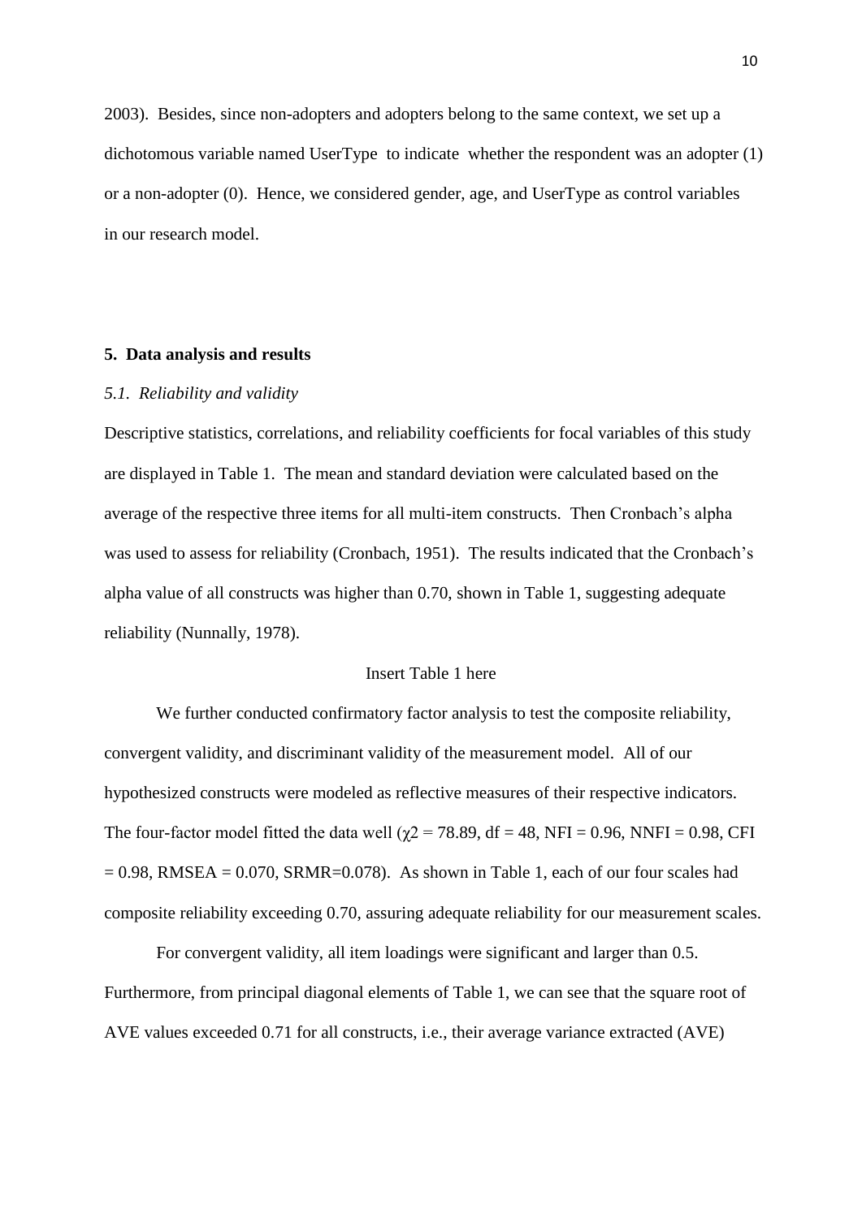2003). Besides, since non-adopters and adopters belong to the same context, we set up a dichotomous variable named UserType to indicate whether the respondent was an adopter (1) or a non-adopter (0). Hence, we considered gender, age, and UserType as control variables in our research model.

## 5. Data analysis and results

### *5.1. Reliability and validity*

Descriptive statistics, correlations, and reliability coefficients for focal variables of this study are displayed in Table 1. The mean and standard deviation were calculated based on the average of the respective three items for all multi-item constructs. Then Cronbach's alpha was used to assess for reliability (Cronbach, 1951). The results indicated that the Cronbach's alpha value of all constructs was higher than 0.70, shown in Table 1, suggesting adequate reliability (Nunnally, 1978).

Insert Table 1 here

We further conducted confirmatory factor analysis to test the composite reliability, convergent validity, and discriminant validity of the measurement model. All of our hypothesized constructs were modeled as reflective measures of their respective indicators. The four-factor model fitted the data well ($\chi 2 = 78.89$, df = 48, NFI = 0.96, NNFI = 0.98, CFI = 0.98, RMSEA = 0.070, SRMR=0.078). As shown in Table 1, each of our four scales had composite reliability exceeding 0.70, assuring adequate reliability for our measurement scales.

For convergent validity, all item loadings were significant and larger than 0.5. Furthermore, from principal diagonal elements of Table 1, we can see that the square root of AVE values exceeded 0.71 for all constructs, i.e., their average variance extracted (AVE)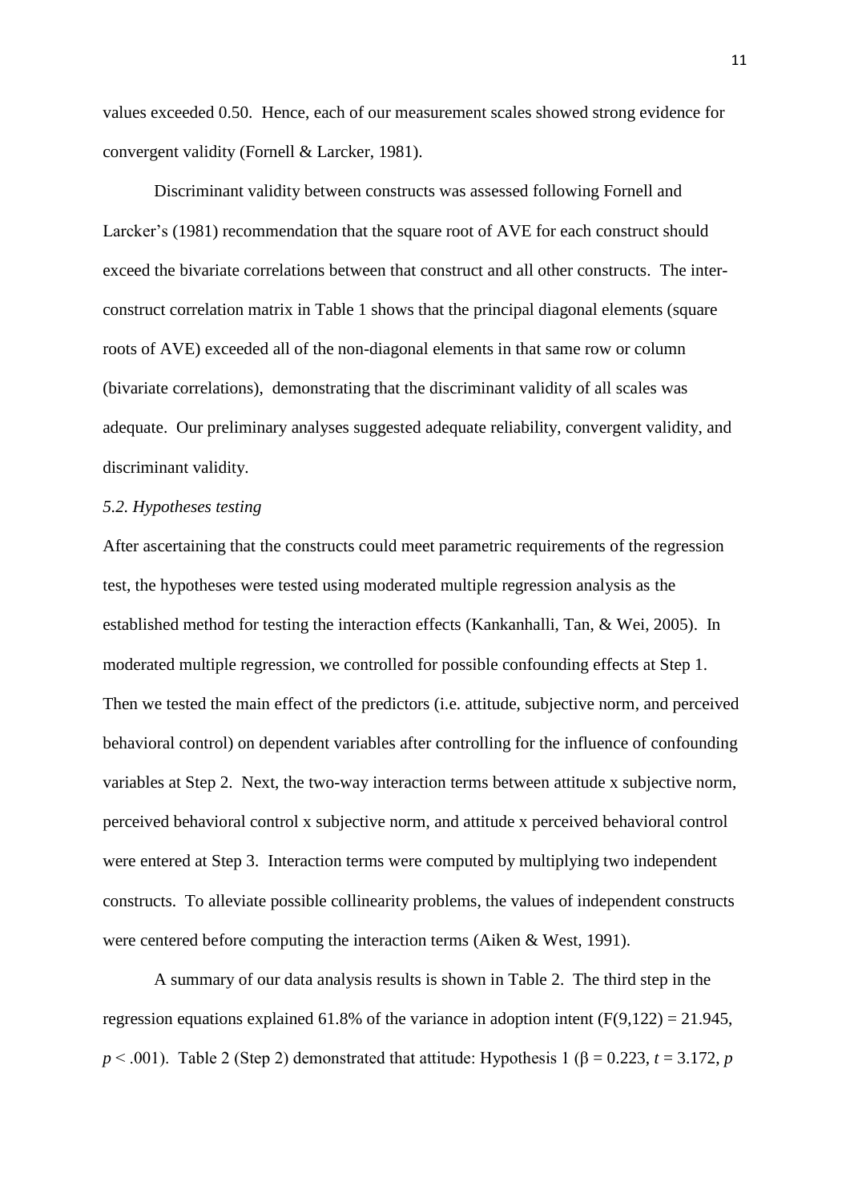values exceeded 0.50. Hence, each of our measurement scales showed strong evidence for convergent validity (Fornell & Larcker, 1981).

Discriminant validity between constructs was assessed following Fornell and Larcker's (1981) recommendation that the square root of AVE for each construct should exceed the bivariate correlations between that construct and all other constructs. The inter-construct correlation matrix in Table 1 shows that the principal diagonal elements (square roots of AVE) exceeded all of the non-diagonal elements in that same row or column (bivariate correlations), demonstrating that the discriminant validity of all scales was adequate. Our preliminary analyses suggested adequate reliability, convergent validity, and discriminant validity.

*5.2. Hypotheses testing*

After ascertaining that the constructs could meet parametric requirements of the regression test, the hypotheses were tested using moderated multiple regression analysis as the established method for testing the interaction effects (Kankanhalli, Tan, & Wei, 2005). In moderated multiple regression, we controlled for possible confounding effects at Step 1. Then we tested the main effect of the predictors (i.e. attitude, subjective norm, and perceived behavioral control) on dependent variables after controlling for the influence of confounding variables at Step 2. Next, the two-way interaction terms between attitude x subjective norm, perceived behavioral control x subjective norm, and attitude x perceived behavioral control were entered at Step 3. Interaction terms were computed by multiplying two independent constructs. To alleviate possible collinearity problems, the values of independent constructs were centered before computing the interaction terms (Aiken & West, 1991).

A summary of our data analysis results is shown in Table 2. The third step in the regression equations explained 61.8% of the variance in adoption intent ($F(9,122) = 21.945$, $p < .001$). Table 2 (Step 2) demonstrated that attitude: Hypothesis 1 ($\beta = 0.223$, $t = 3.172$, $p$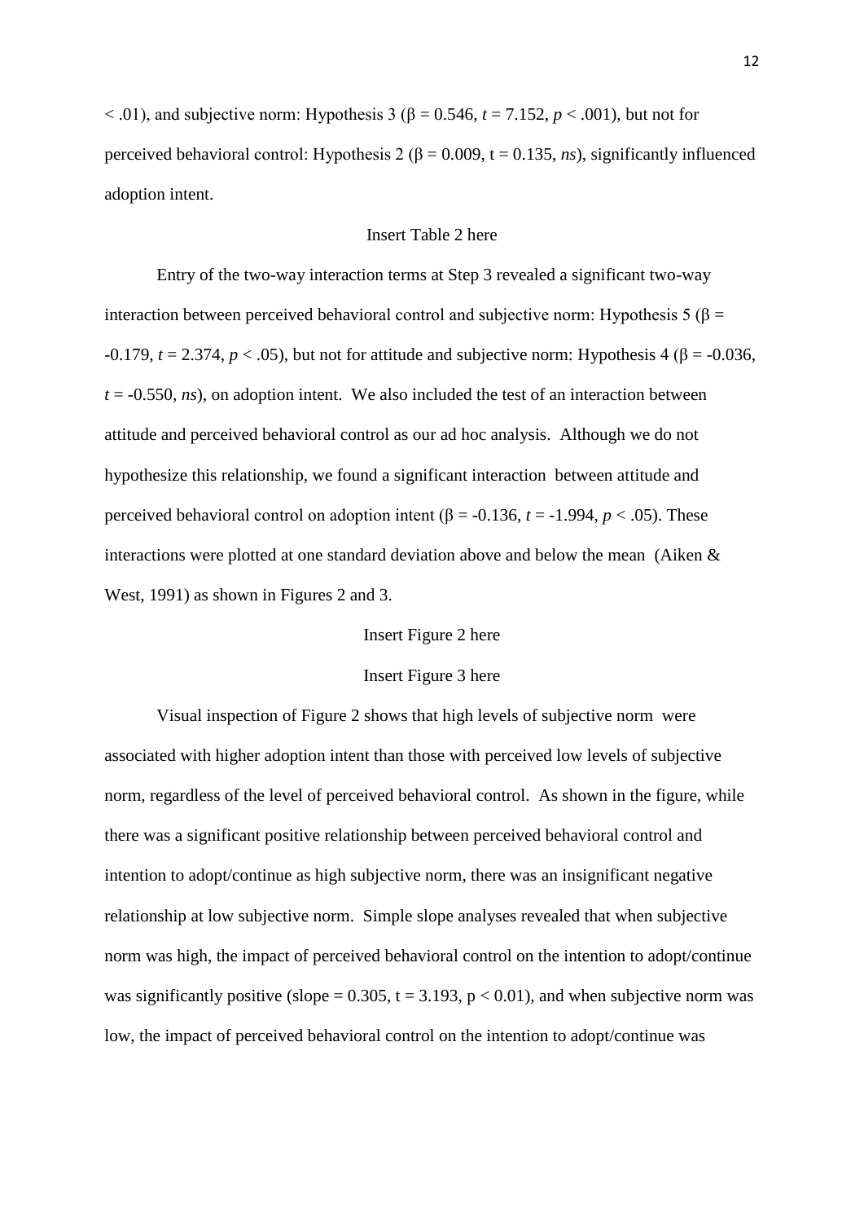$< .01$), and subjective norm: Hypothesis 3 ($\beta = 0.546$, $t = 7.152$, $p < .001$), but not for perceived behavioral control: Hypothesis 2 ($\beta = 0.009$, $t = 0.135$, *ns*), significantly influenced adoption intent.

Insert Table 2 here

Entry of the two-way interaction terms at Step 3 revealed a significant two-way interaction between perceived behavioral control and subjective norm: Hypothesis 5 ($\beta = -0.179$, $t = 2.374$, $p < .05$), but not for attitude and subjective norm: Hypothesis 4 ($\beta = -0.036$, $t = -0.550$, *ns*), on adoption intent. We also included the test of an interaction between attitude and perceived behavioral control as our ad hoc analysis. Although we do not hypothesize this relationship, we found a significant interaction between attitude and perceived behavioral control on adoption intent ($\beta = -0.136$, $t = -1.994$, $p < .05$). These interactions were plotted at one standard deviation above and below the mean (Aiken & West, 1991) as shown in Figures 2 and 3.

Insert Figure 2 here

Insert Figure 3 here

Visual inspection of Figure 2 shows that high levels of subjective norm were associated with higher adoption intent than those with perceived low levels of subjective norm, regardless of the level of perceived behavioral control. As shown in the figure, while there was a significant positive relationship between perceived behavioral control and intention to adopt/continue as high subjective norm, there was an insignificant negative relationship at low subjective norm. Simple slope analyses revealed that when subjective norm was high, the impact of perceived behavioral control on the intention to adopt/continue was significantly positive (slope = 0.305, $t = 3.193$, $p < 0.01$), and when subjective norm was low, the impact of perceived behavioral control on the intention to adopt/continue was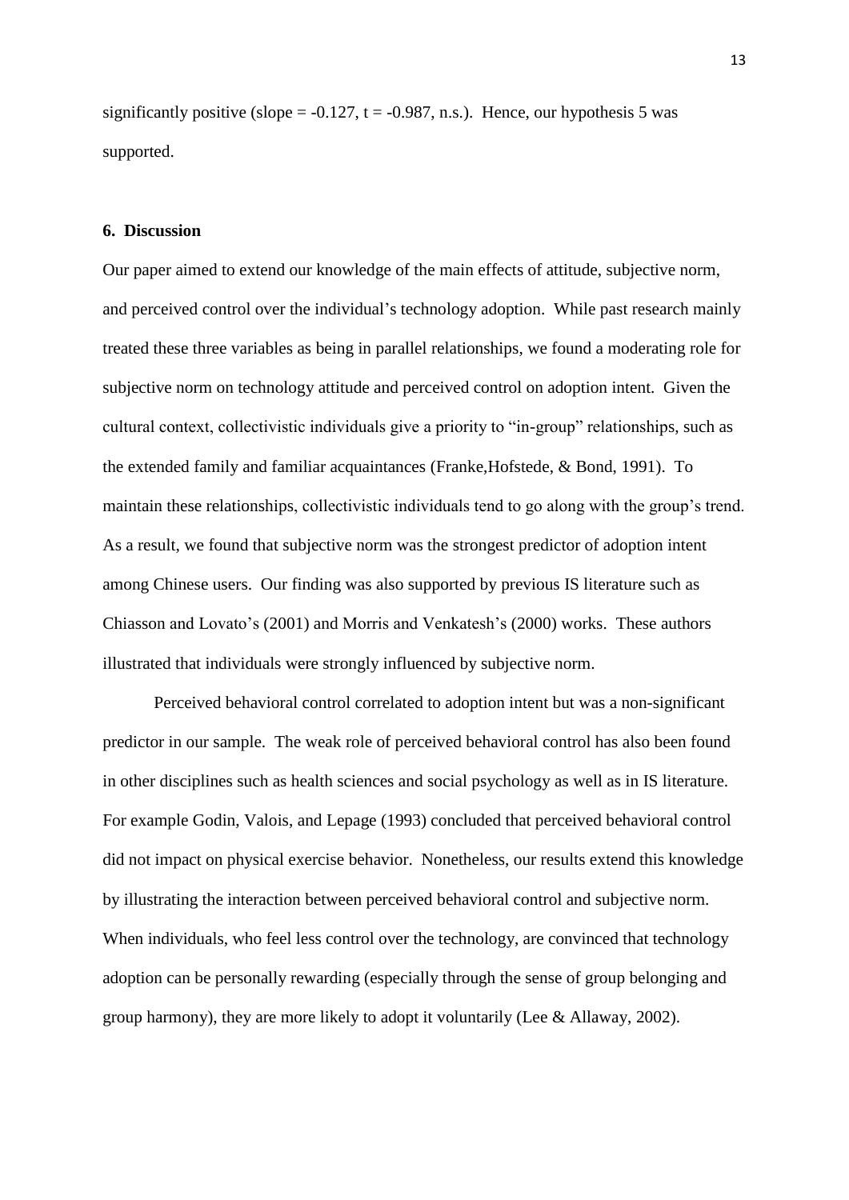significantly positive (slope = -0.127, t = -0.987, n.s.). Hence, our hypothesis 5 was supported.

## 6. Discussion

Our paper aimed to extend our knowledge of the main effects of attitude, subjective norm, and perceived control over the individual's technology adoption. While past research mainly treated these three variables as being in parallel relationships, we found a moderating role for subjective norm on technology attitude and perceived control on adoption intent. Given the cultural context, collectivistic individuals give a priority to "in-group" relationships, such as the extended family and familiar acquaintances (Franke,Hofstede, & Bond, 1991). To maintain these relationships, collectivistic individuals tend to go along with the group's trend. As a result, we found that subjective norm was the strongest predictor of adoption intent among Chinese users. Our finding was also supported by previous IS literature such as Chiasson and Lovato's (2001) and Morris and Venkatesh's (2000) works. These authors illustrated that individuals were strongly influenced by subjective norm.

Perceived behavioral control correlated to adoption intent but was a non-significant predictor in our sample. The weak role of perceived behavioral control has also been found in other disciplines such as health sciences and social psychology as well as in IS literature. For example Godin, Valois, and Lepage (1993) concluded that perceived behavioral control did not impact on physical exercise behavior. Nonetheless, our results extend this knowledge by illustrating the interaction between perceived behavioral control and subjective norm. When individuals, who feel less control over the technology, are convinced that technology adoption can be personally rewarding (especially through the sense of group belonging and group harmony), they are more likely to adopt it voluntarily (Lee & Allaway, 2002).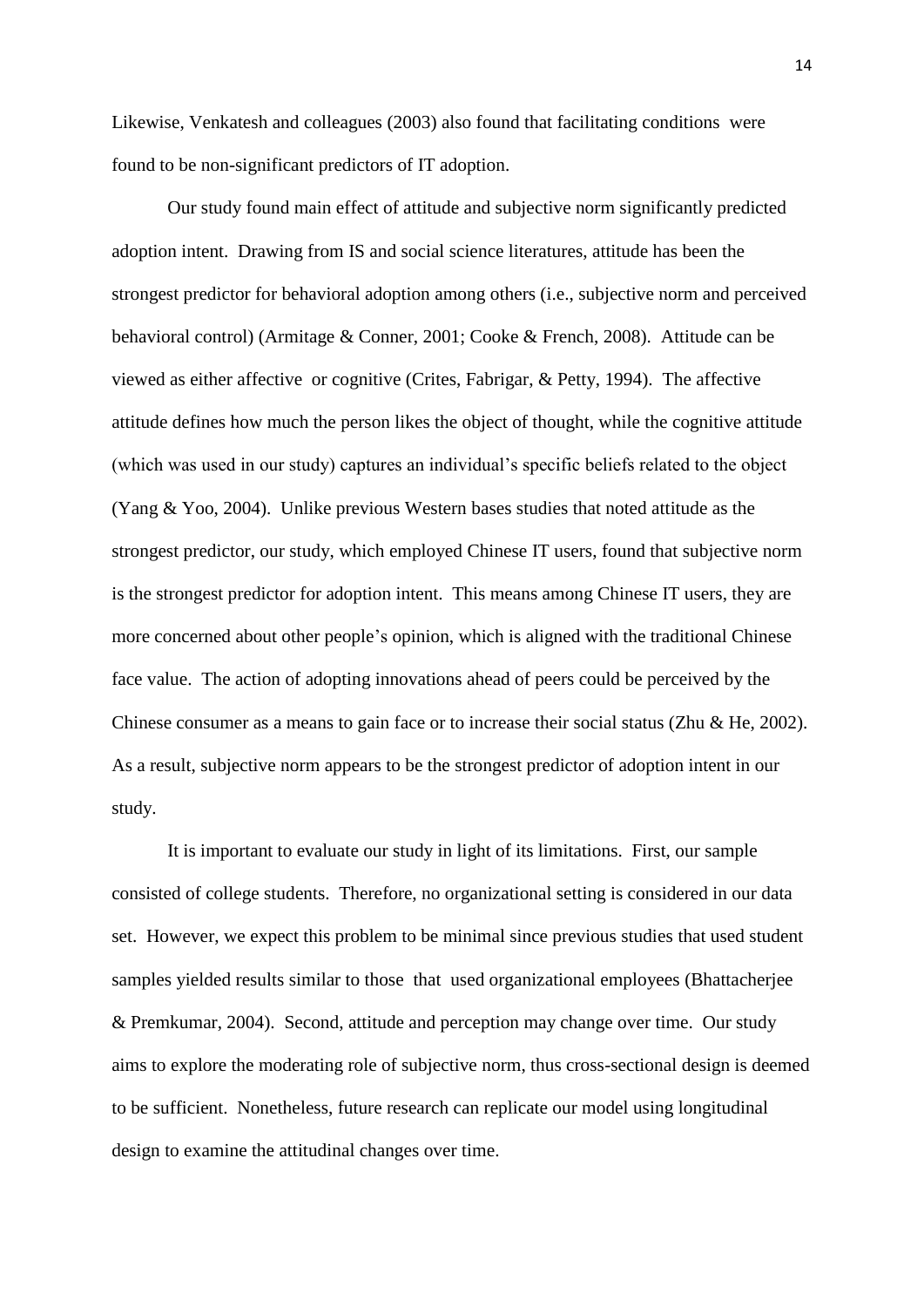Likewise, Venkatesh and colleagues (2003) also found that facilitating conditions were found to be non-significant predictors of IT adoption.

Our study found main effect of attitude and subjective norm significantly predicted adoption intent. Drawing from IS and social science literatures, attitude has been the strongest predictor for behavioral adoption among others (i.e., subjective norm and perceived behavioral control) (Armitage & Conner, 2001; Cooke & French, 2008). Attitude can be viewed as either affective or cognitive (Crites, Fabrigar, & Petty, 1994). The affective attitude defines how much the person likes the object of thought, while the cognitive attitude (which was used in our study) captures an individual's specific beliefs related to the object (Yang & Yoo, 2004). Unlike previous Western bases studies that noted attitude as the strongest predictor, our study, which employed Chinese IT users, found that subjective norm is the strongest predictor for adoption intent. This means among Chinese IT users, they are more concerned about other people's opinion, which is aligned with the traditional Chinese face value. The action of adopting innovations ahead of peers could be perceived by the Chinese consumer as a means to gain face or to increase their social status (Zhu & He, 2002). As a result, subjective norm appears to be the strongest predictor of adoption intent in our study.

It is important to evaluate our study in light of its limitations. First, our sample consisted of college students. Therefore, no organizational setting is considered in our data set. However, we expect this problem to be minimal since previous studies that used student samples yielded results similar to those that used organizational employees (Bhattacherjee & Premkumar, 2004). Second, attitude and perception may change over time. Our study aims to explore the moderating role of subjective norm, thus cross-sectional design is deemed to be sufficient. Nonetheless, future research can replicate our model using longitudinal design to examine the attitudinal changes over time.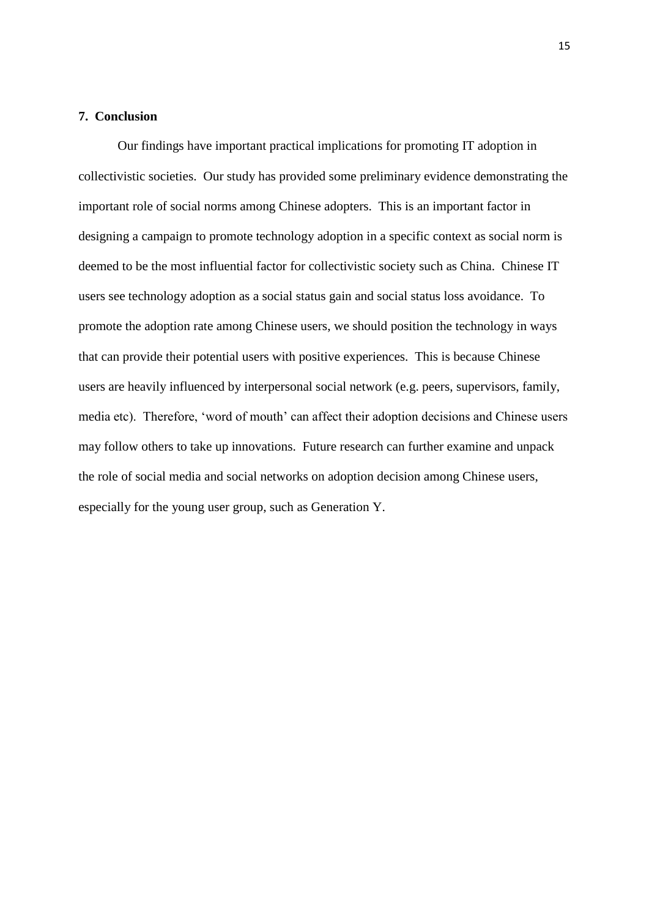## 7. Conclusion

Our findings have important practical implications for promoting IT adoption in collectivistic societies. Our study has provided some preliminary evidence demonstrating the important role of social norms among Chinese adopters. This is an important factor in designing a campaign to promote technology adoption in a specific context as social norm is deemed to be the most influential factor for collectivistic society such as China. Chinese IT users see technology adoption as a social status gain and social status loss avoidance. To promote the adoption rate among Chinese users, we should position the technology in ways that can provide their potential users with positive experiences. This is because Chinese users are heavily influenced by interpersonal social network (e.g. peers, supervisors, family, media etc). Therefore, 'word of mouth' can affect their adoption decisions and Chinese users may follow others to take up innovations. Future research can further examine and unpack the role of social media and social networks on adoption decision among Chinese users, especially for the young user group, such as Generation Y.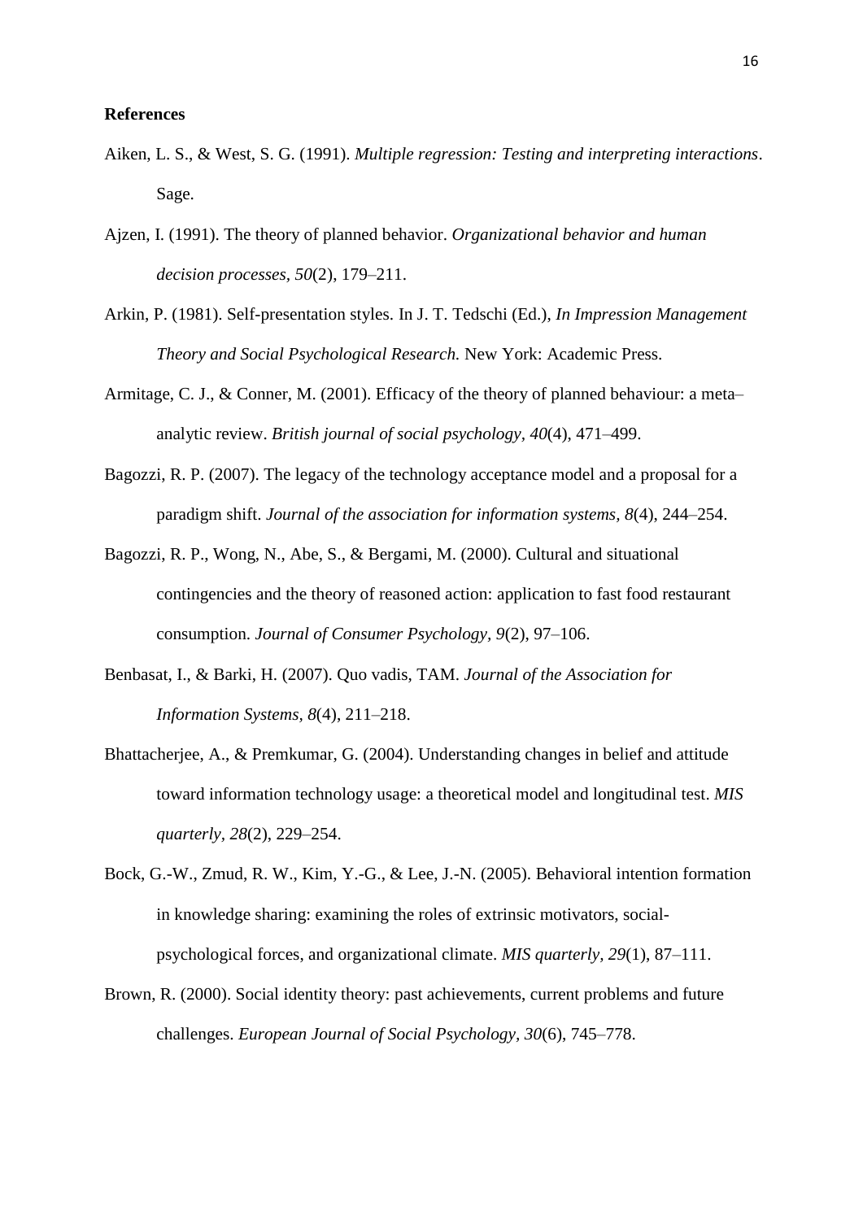**References**

Aiken, L. S., & West, S. G. (1991). *Multiple regression: Testing and interpreting interactions*. Sage.

Ajzen, I. (1991). The theory of planned behavior. *Organizational behavior and human decision processes, 50*(2), 179–211.

Arkin, P. (1981). Self-presentation styles. In J. T. Tedschi (Ed.), *In Impression Management Theory and Social Psychological Research.* New York: Academic Press.

Armitage, C. J., & Conner, M. (2001). Efficacy of the theory of planned behaviour: a meta–analytic review. *British journal of social psychology, 40*(4), 471–499.

Bagozzi, R. P. (2007). The legacy of the technology acceptance model and a proposal for a paradigm shift. *Journal of the association for information systems, 8*(4), 244–254.

Bagozzi, R. P., Wong, N., Abe, S., & Bergami, M. (2000). Cultural and situational contingencies and the theory of reasoned action: application to fast food restaurant consumption. *Journal of Consumer Psychology, 9*(2), 97–106.

Benbasat, I., & Barki, H. (2007). Quo vadis, TAM. *Journal of the Association for Information Systems, 8*(4), 211–218.

Bhattacherjee, A., & Premkumar, G. (2004). Understanding changes in belief and attitude toward information technology usage: a theoretical model and longitudinal test. *MIS quarterly, 28*(2), 229–254.

Bock, G.-W., Zmud, R. W., Kim, Y.-G., & Lee, J.-N. (2005). Behavioral intention formation in knowledge sharing: examining the roles of extrinsic motivators, social-psychological forces, and organizational climate. *MIS quarterly, 29*(1), 87–111.

Brown, R. (2000). Social identity theory: past achievements, current problems and future challenges. *European Journal of Social Psychology, 30*(6), 745–778.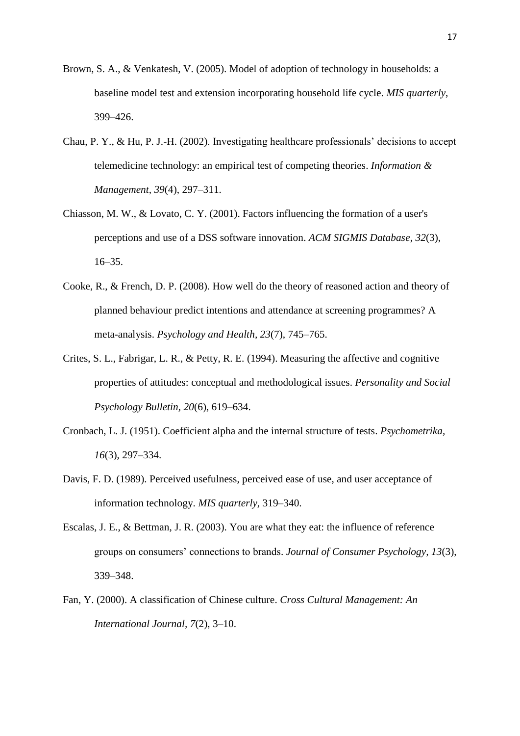Brown, S. A., & Venkatesh, V. (2005). Model of adoption of technology in households: a baseline model test and extension incorporating household life cycle. *MIS quarterly*, 399–426.

Chau, P. Y., & Hu, P. J.-H. (2002). Investigating healthcare professionals' decisions to accept telemedicine technology: an empirical test of competing theories. *Information & Management*, *39*(4), 297–311.

Chiasson, M. W., & Lovato, C. Y. (2001). Factors influencing the formation of a user's perceptions and use of a DSS software innovation. *ACM SIGMIS Database, 32*(3), 16–35.

Cooke, R., & French, D. P. (2008). How well do the theory of reasoned action and theory of planned behaviour predict intentions and attendance at screening programmes? A meta-analysis. *Psychology and Health*, *23*(7), 745–765.

Crites, S. L., Fabrigar, L. R., & Petty, R. E. (1994). Measuring the affective and cognitive properties of attitudes: conceptual and methodological issues. *Personality and Social Psychology Bulletin*, *20*(6), 619–634.

Cronbach, L. J. (1951). Coefficient alpha and the internal structure of tests. *Psychometrika, 16*(3), 297–334.

Davis, F. D. (1989). Perceived usefulness, perceived ease of use, and user acceptance of information technology. *MIS quarterly*, 319–340.

Escalas, J. E., & Bettman, J. R. (2003). You are what they eat: the influence of reference groups on consumers' connections to brands. *Journal of Consumer Psychology*, *13*(3), 339–348.

Fan, Y. (2000). A classification of Chinese culture. *Cross Cultural Management: An International Journal*, *7*(2), 3–10.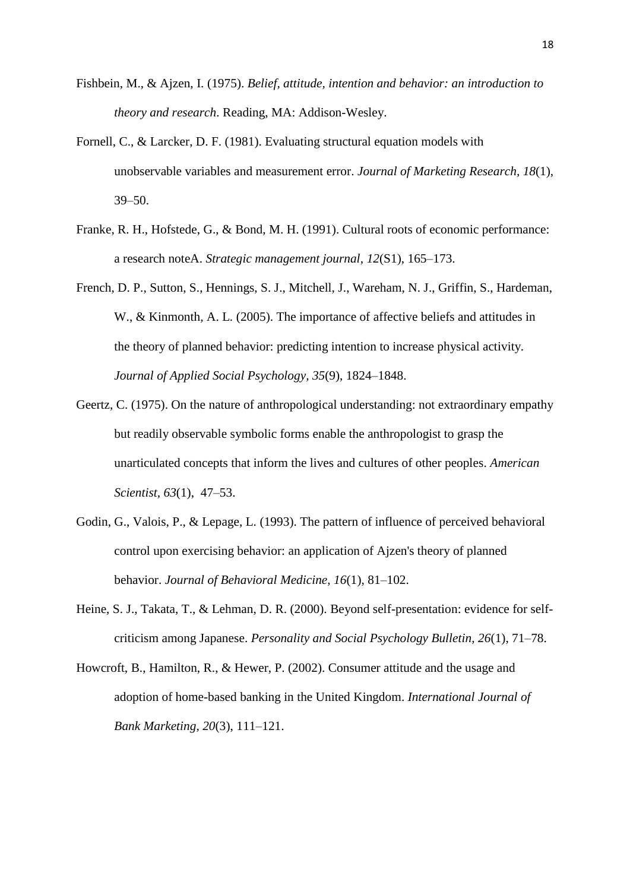Fishbein, M., & Ajzen, I. (1975). *Belief, attitude, intention and behavior: an introduction to theory and research*. Reading, MA: Addison-Wesley.

Fornell, C., & Larcker, D. F. (1981). Evaluating structural equation models with unobservable variables and measurement error. *Journal of Marketing Research, 18*(1), 39–50.

Franke, R. H., Hofstede, G., & Bond, M. H. (1991). Cultural roots of economic performance: a research noteA. *Strategic management journal*, *12*(S1), 165–173.

French, D. P., Sutton, S., Hennings, S. J., Mitchell, J., Wareham, N. J., Griffin, S., Hardeman, W., & Kinmonth, A. L. (2005). The importance of affective beliefs and attitudes in the theory of planned behavior: predicting intention to increase physical activity. *Journal of Applied Social Psychology, 35*(9), 1824–1848.

Geertz, C. (1975). On the nature of anthropological understanding: not extraordinary empathy but readily observable symbolic forms enable the anthropologist to grasp the unarticulated concepts that inform the lives and cultures of other peoples. *American Scientist*, *63*(1), 47–53.

Godin, G., Valois, P., & Lepage, L. (1993). The pattern of influence of perceived behavioral control upon exercising behavior: an application of Ajzen's theory of planned behavior. *Journal of Behavioral Medicine, 16*(1), 81–102.

Heine, S. J., Takata, T., & Lehman, D. R. (2000). Beyond self-presentation: evidence for self-criticism among Japanese. *Personality and Social Psychology Bulletin*, *26*(1), 71–78.

Howcroft, B., Hamilton, R., & Hewer, P. (2002). Consumer attitude and the usage and adoption of home-based banking in the United Kingdom. *International Journal of Bank Marketing, 20*(3), 111–121.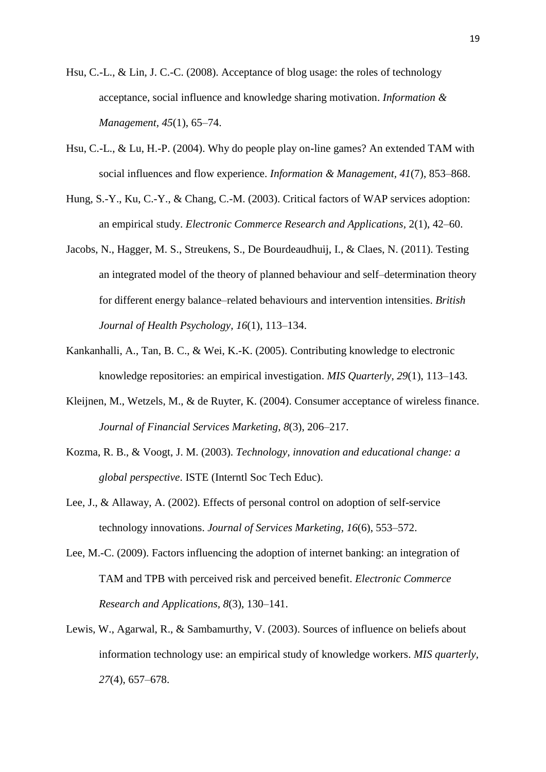Hsu, C.-L., & Lin, J. C.-C. (2008). Acceptance of blog usage: the roles of technology acceptance, social influence and knowledge sharing motivation. *Information & Management*, *45*(1), 65–74.

Hsu, C.-L., & Lu, H.-P. (2004). Why do people play on-line games? An extended TAM with social influences and flow experience. *Information & Management*, *41*(7), 853–868.

Hung, S.-Y., Ku, C.-Y., & Chang, C.-M. (2003). Critical factors of WAP services adoption: an empirical study. *Electronic Commerce Research and Applications*, 2(1), 42–60.

Jacobs, N., Hagger, M. S., Streukens, S., De Bourdeaudhuij, I., & Claes, N. (2011). Testing an integrated model of the theory of planned behaviour and self–determination theory for different energy balance–related behaviours and intervention intensities. *British Journal of Health Psychology*, *16*(1), 113–134.

Kankanhalli, A., Tan, B. C., & Wei, K.-K. (2005). Contributing knowledge to electronic knowledge repositories: an empirical investigation. *MIS Quarterly*, *29*(1), 113–143.

Kleijnen, M., Wetzels, M., & de Ruyter, K. (2004). Consumer acceptance of wireless finance. *Journal of Financial Services Marketing*, *8*(3), 206–217.

Kozma, R. B., & Voogt, J. M. (2003). *Technology, innovation and educational change: a global perspective*. ISTE (Interntl Soc Tech Educ).

Lee, J., & Allaway, A. (2002). Effects of personal control on adoption of self-service technology innovations. *Journal of Services Marketing*, *16*(6), 553–572.

Lee, M.-C. (2009). Factors influencing the adoption of internet banking: an integration of TAM and TPB with perceived risk and perceived benefit. *Electronic Commerce Research and Applications*, *8*(3), 130–141.

Lewis, W., Agarwal, R., & Sambamurthy, V. (2003). Sources of influence on beliefs about information technology use: an empirical study of knowledge workers. *MIS quarterly*, *27*(4), 657–678.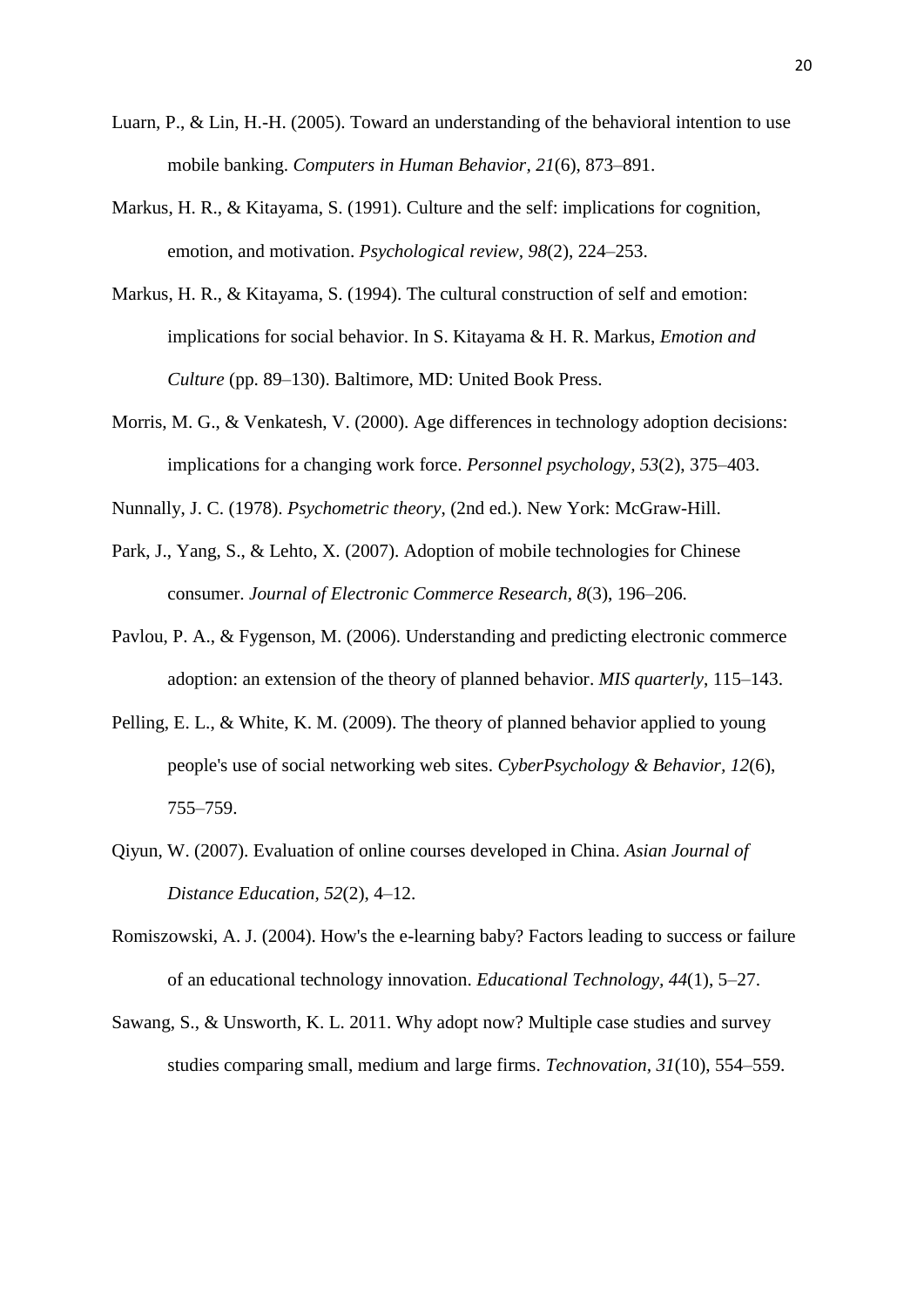Luarn, P., & Lin, H.-H. (2005). Toward an understanding of the behavioral intention to use mobile banking. *Computers in Human Behavior*, *21*(6), 873–891.

Markus, H. R., & Kitayama, S. (1991). Culture and the self: implications for cognition, emotion, and motivation. *Psychological review*, *98*(2), 224–253.

Markus, H. R., & Kitayama, S. (1994). The cultural construction of self and emotion: implications for social behavior. In S. Kitayama & H. R. Markus, *Emotion and Culture* (pp. 89–130). Baltimore, MD: United Book Press.

Morris, M. G., & Venkatesh, V. (2000). Age differences in technology adoption decisions: implications for a changing work force. *Personnel psychology*, *53*(2), 375–403.

Nunnally, J. C. (1978). *Psychometric theory*, (2nd ed.). New York: McGraw-Hill.

Park, J., Yang, S., & Lehto, X. (2007). Adoption of mobile technologies for Chinese consumer. *Journal of Electronic Commerce Research*, *8*(3), 196–206.

Pavlou, P. A., & Fygenson, M. (2006). Understanding and predicting electronic commerce adoption: an extension of the theory of planned behavior. *MIS quarterly*, 115–143.

Pelling, E. L., & White, K. M. (2009). The theory of planned behavior applied to young people's use of social networking web sites. *CyberPsychology & Behavior*, *12*(6), 755–759.

Qiyun, W. (2007). Evaluation of online courses developed in China. *Asian Journal of Distance Education*, *52*(2), 4–12.

Romiszowski, A. J. (2004). How's the e-learning baby? Factors leading to success or failure of an educational technology innovation. *Educational Technology*, *44*(1), 5–27.

Sawang, S., & Unsworth, K. L. 2011. Why adopt now? Multiple case studies and survey studies comparing small, medium and large firms. *Technovation*, *31*(10), 554–559.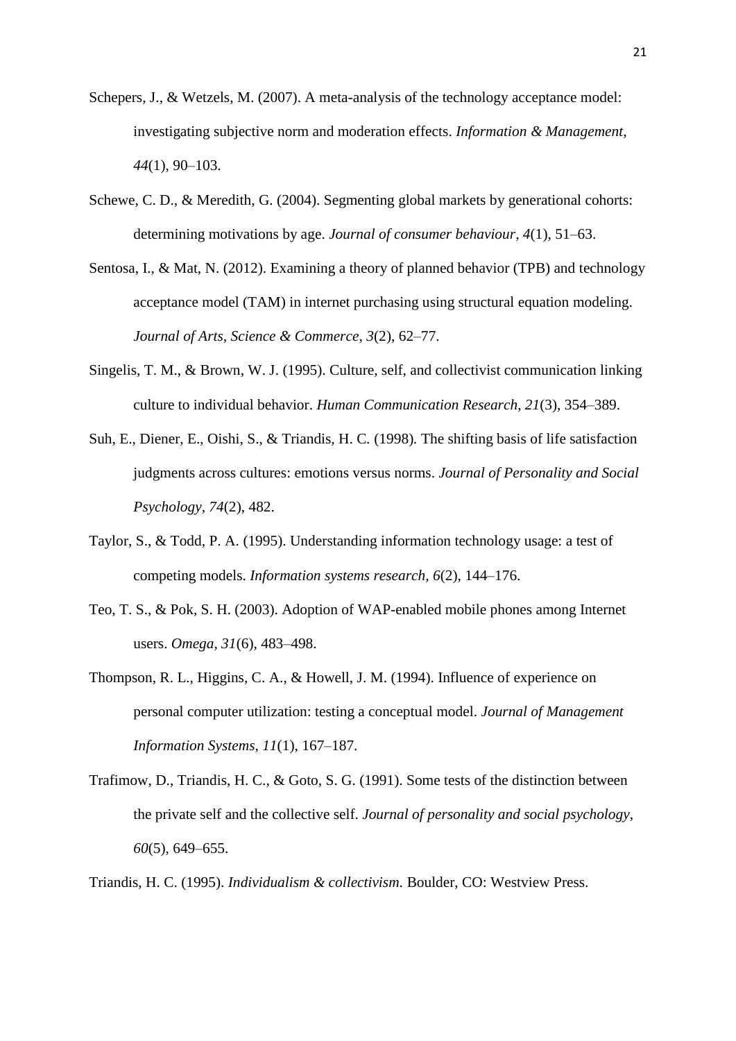Schepers, J., & Wetzels, M. (2007). A meta-analysis of the technology acceptance model: investigating subjective norm and moderation effects. *Information & Management, 44*(1), 90–103.

Schewe, C. D., & Meredith, G. (2004). Segmenting global markets by generational cohorts: determining motivations by age. *Journal of consumer behaviour, 4*(1), 51–63.

Sentosa, I., & Mat, N. (2012). Examining a theory of planned behavior (TPB) and technology acceptance model (TAM) in internet purchasing using structural equation modeling. *Journal of Arts, Science & Commerce, 3*(2), 62–77.

Singelis, T. M., & Brown, W. J. (1995). Culture, self, and collectivist communication linking culture to individual behavior. *Human Communication Research, 21*(3), 354–389.

Suh, E., Diener, E., Oishi, S., & Triandis, H. C. (1998). The shifting basis of life satisfaction judgments across cultures: emotions versus norms. *Journal of Personality and Social Psychology, 74*(2), 482.

Taylor, S., & Todd, P. A. (1995). Understanding information technology usage: a test of competing models. *Information systems research, 6*(2), 144–176.

Teo, T. S., & Pok, S. H. (2003). Adoption of WAP-enabled mobile phones among Internet users. *Omega, 31*(6), 483–498.

Thompson, R. L., Higgins, C. A., & Howell, J. M. (1994). Influence of experience on personal computer utilization: testing a conceptual model. *Journal of Management Information Systems, 11*(1), 167–187.

Trafimow, D., Triandis, H. C., & Goto, S. G. (1991). Some tests of the distinction between the private self and the collective self. *Journal of personality and social psychology, 60*(5), 649–655.

Triandis, H. C. (1995). *Individualism & collectivism.* Boulder, CO: Westview Press.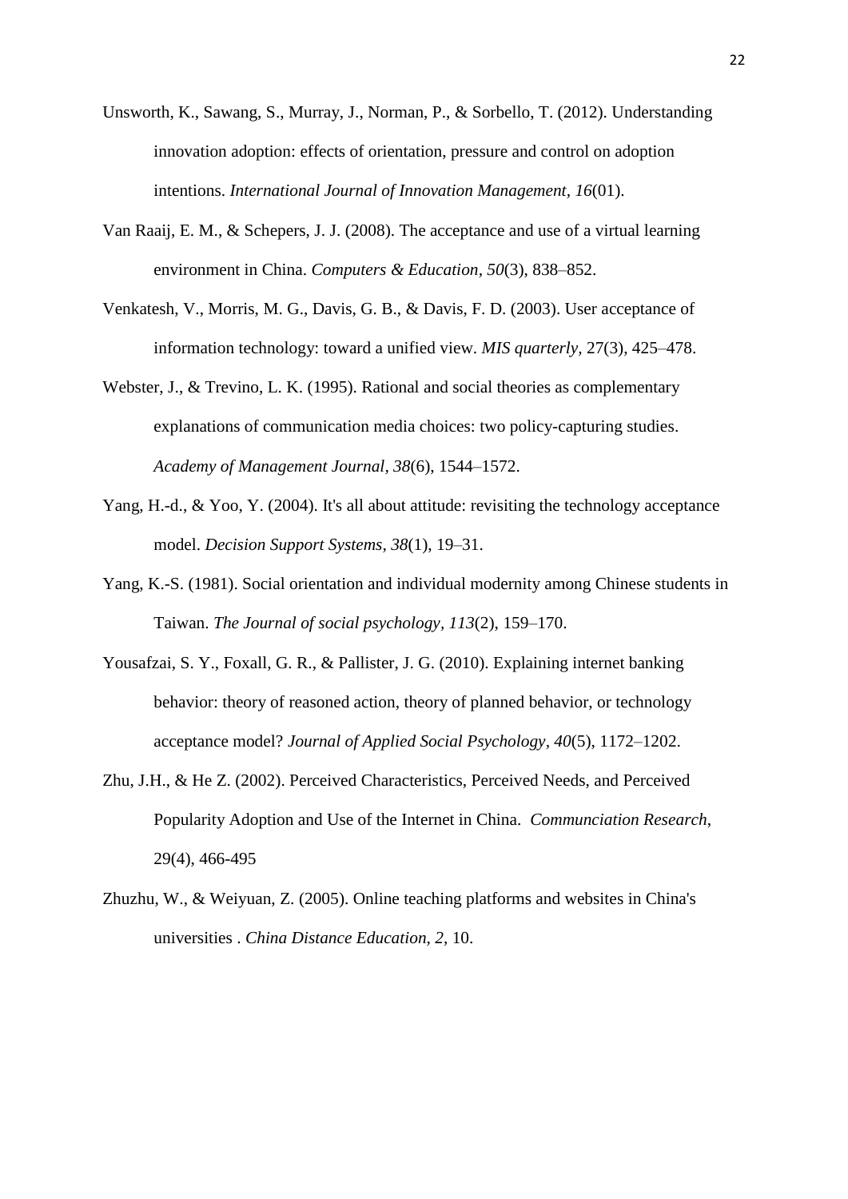Unsworth, K., Sawang, S., Murray, J., Norman, P., & Sorbello, T. (2012). Understanding innovation adoption: effects of orientation, pressure and control on adoption intentions. *International Journal of Innovation Management, 16*(01).

Van Raaij, E. M., & Schepers, J. J. (2008). The acceptance and use of a virtual learning environment in China. *Computers & Education, 50*(3), 838–852.

Venkatesh, V., Morris, M. G., Davis, G. B., & Davis, F. D. (2003). User acceptance of information technology: toward a unified view. *MIS quarterly,* 27(3), 425–478.

Webster, J., & Trevino, L. K. (1995). Rational and social theories as complementary explanations of communication media choices: two policy-capturing studies. *Academy of Management Journal, 38*(6), 1544–1572.

Yang, H.-d., & Yoo, Y. (2004). It's all about attitude: revisiting the technology acceptance model. *Decision Support Systems, 38*(1), 19–31.

Yang, K.-S. (1981). Social orientation and individual modernity among Chinese students in Taiwan. *The Journal of social psychology, 113*(2), 159–170.

Yousafzai, S. Y., Foxall, G. R., & Pallister, J. G. (2010). Explaining internet banking behavior: theory of reasoned action, theory of planned behavior, or technology acceptance model? *Journal of Applied Social Psychology, 40*(5), 1172–1202.

Zhu, J.H., & He Z. (2002). Perceived Characteristics, Perceived Needs, and Perceived Popularity Adoption and Use of the Internet in China. *Communciation Research*, 29(4), 466-495

Zhuzhu, W., & Weiyuan, Z. (2005). Online teaching platforms and websites in China's universities . *China Distance Education, 2*, 10.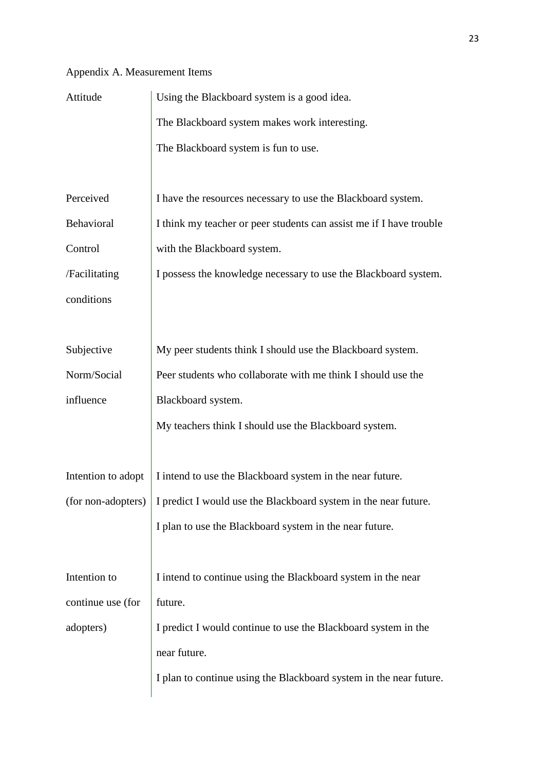Appendix A. Measurement Items

| Construct | Items |
| --- | --- |
| Attitude | Using the Blackboard system is a good idea.<br>The Blackboard system makes work interesting.<br>The Blackboard system is fun to use. |
| Perceived Behavioral Control /Facilitating conditions | I have the resources necessary to use the Blackboard system.<br>I think my teacher or peer students can assist me if I have trouble with the Blackboard system.<br>I possess the knowledge necessary to use the Blackboard system. |
| Subjective Norm/Social influence | My peer students think I should use the Blackboard system.<br>Peer students who collaborate with me think I should use the Blackboard system.<br>My teachers think I should use the Blackboard system. |
| Intention to adopt (for non-adopters) | I intend to use the Blackboard system in the near future.<br>I predict I would use the Blackboard system in the near future.<br>I plan to use the Blackboard system in the near future. |
| Intention to continue use (for adopters) | I intend to continue using the Blackboard system in the near future.<br>I predict I would continue to use the Blackboard system in the near future.<br>I plan to continue using the Blackboard system in the near future. |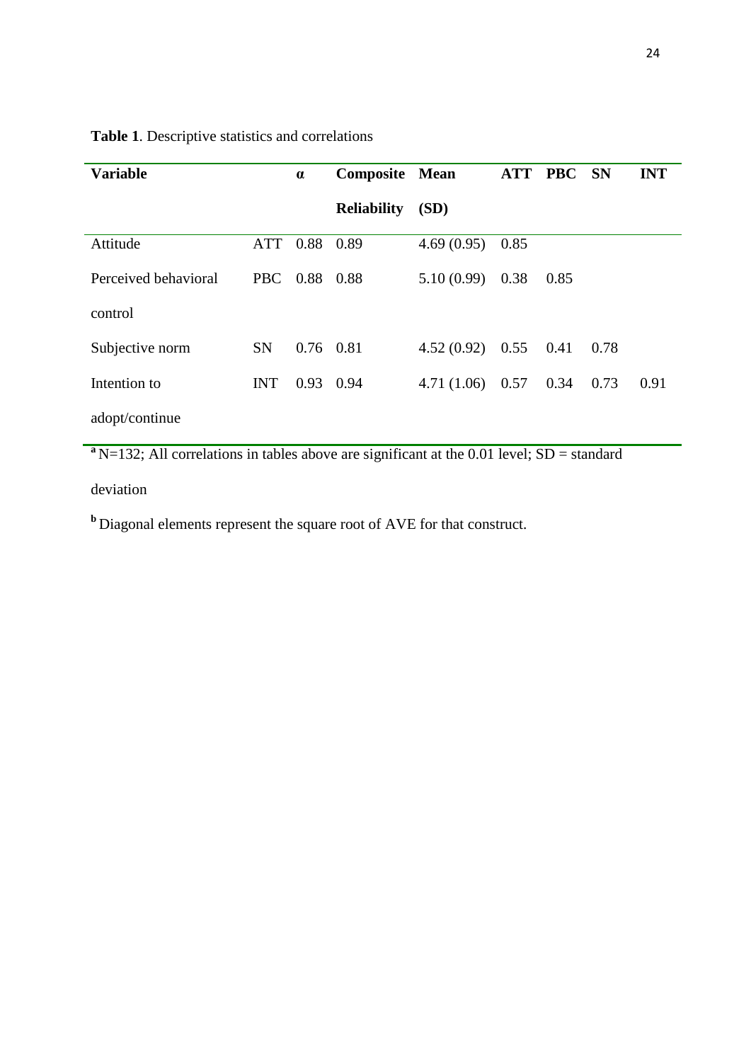**Table 1**. Descriptive statistics and correlations

| Variable | | α | Composite Reliability | Mean (SD) | ATT | PBC | SN | INT |
|---|---|---|---|---|---|---|---|---|
| Attitude | ATT | 0.88 | 0.89 | 4.69 (0.95) | 0.85 | | | |
| Perceived behavioral control | PBC | 0.88 | 0.88 | 5.10 (0.99) | 0.38 | 0.85 | | |
| Subjective norm | SN | 0.76 | 0.81 | 4.52 (0.92) | 0.55 | 0.41 | 0.78 | |
| Intention to adopt/continue | INT | 0.93 | 0.94 | 4.71 (1.06) | 0.57 | 0.34 | 0.73 | 0.91 |

[a] N=132; All correlations in tables above are significant at the 0.01 level; SD = standard deviation

[b] Diagonal elements represent the square root of AVE for that construct.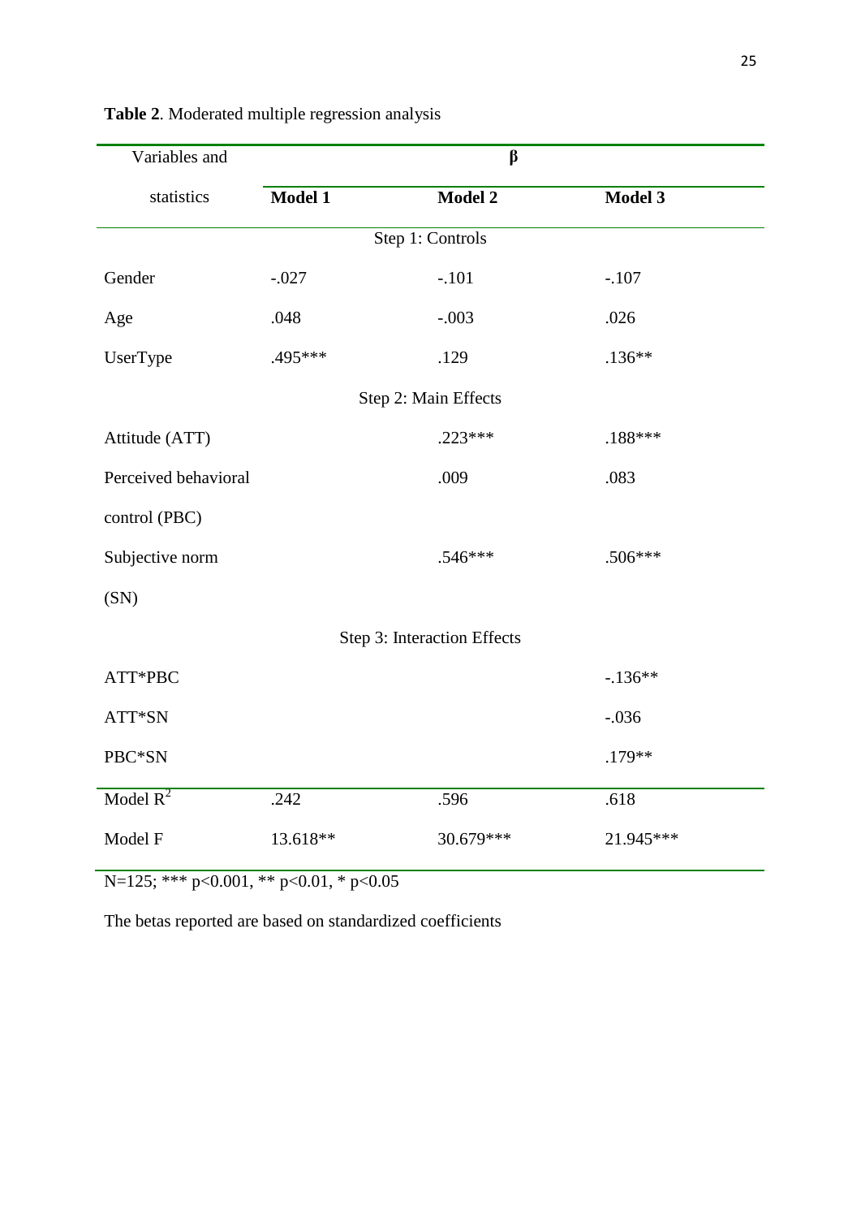**Table 2**. Moderated multiple regression analysis

| Variables and statistics | β | | |
|---|---|---|---|
| | **Model 1** | **Model 2** | **Model 3** |
| Step 1: Controls | | | |
| Gender | -.027 | -.101 | -.107 |
| Age | .048 | -.003 | .026 |
| UserType | .495*** | .129 | .136** |
| Step 2: Main Effects | | | |
| Attitude (ATT) | | .223*** | .188*** |
| Perceived behavioral control (PBC) | | .009 | .083 |
| Subjective norm (SN) | | .546*** | .506*** |
| Step 3: Interaction Effects | | | |
| ATT*PBC | | | -.136** |
| ATT*SN | | | -.036 |
| PBC*SN | | | .179** |
| Model $R^2$ | .242 | .596 | .618 |
| Model F | 13.618** | 30.679*** | 21.945*** |

N=125; *** $p<0.001$, ** $p<0.01$, * $p<0.05$

The betas reported are based on standardized coefficients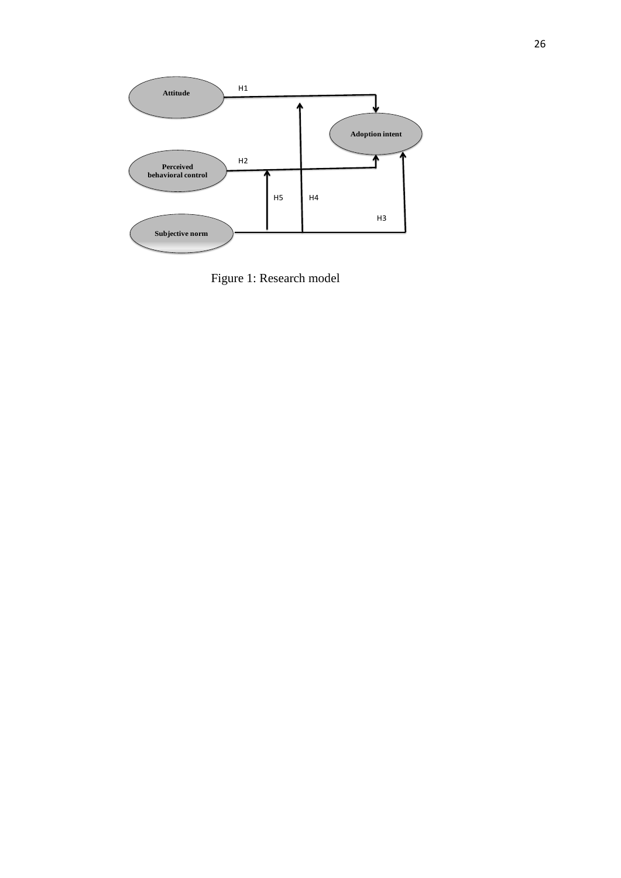Figure 1: Research model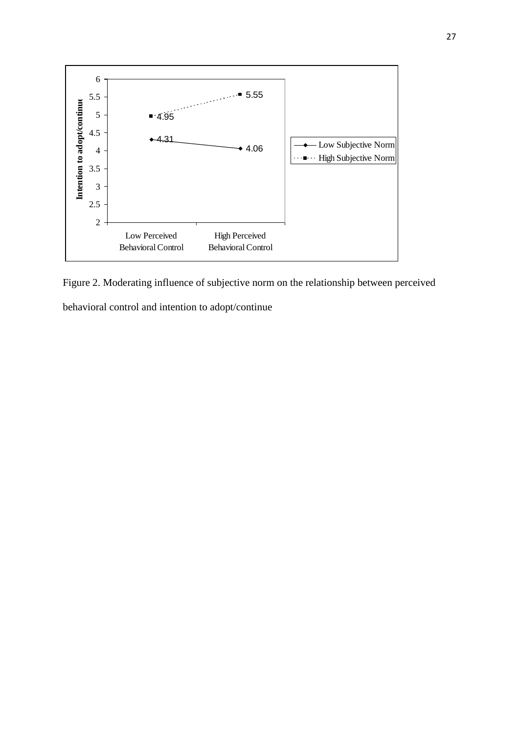Figure 2. Moderating influence of subjective norm on the relationship between perceived behavioral control and intention to adopt/continue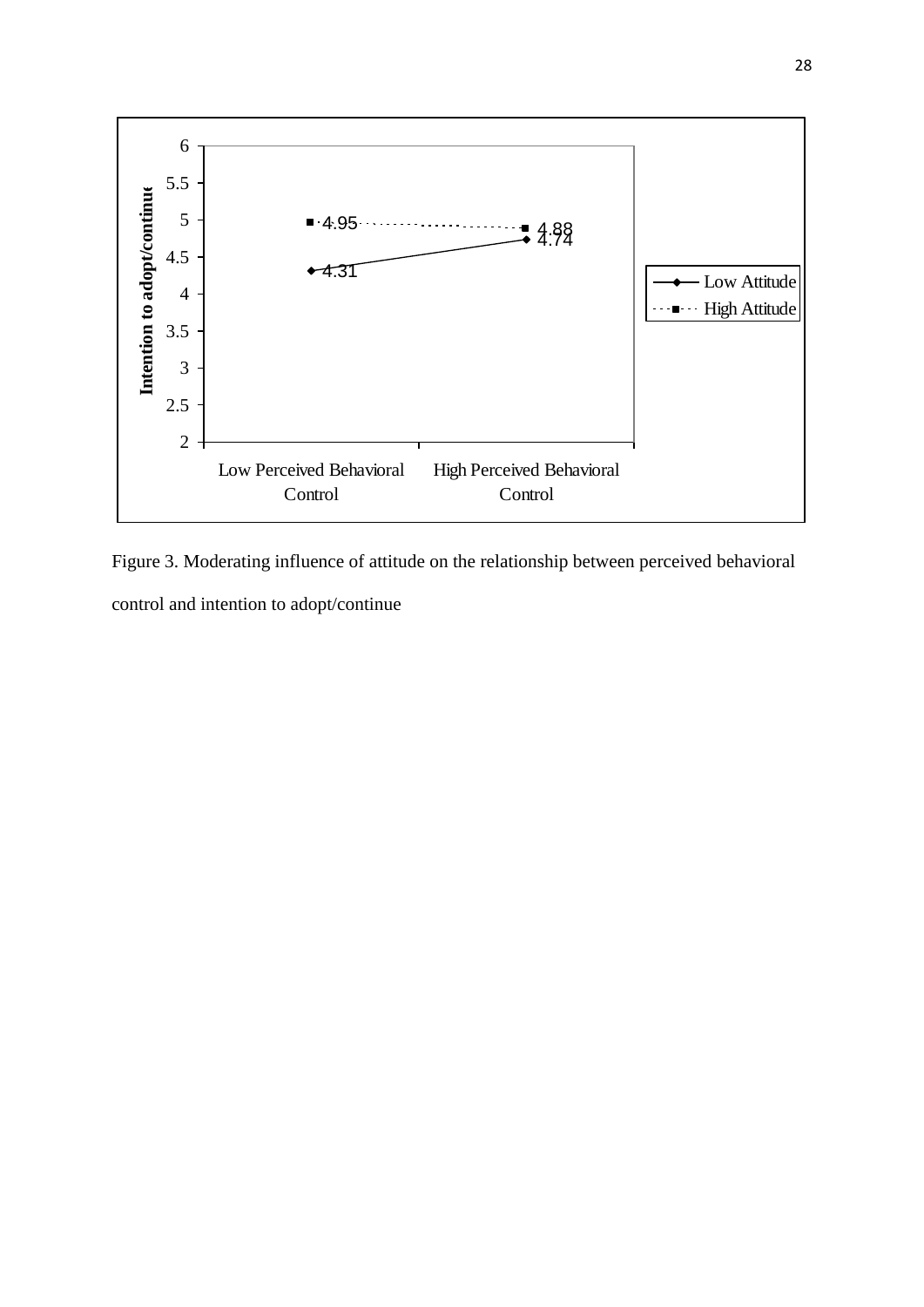Intention to adopt/continue

6
5.5
5
4.5
4
3.5
3
2.5
2

4.95
4.88
4.74
4.31

Low Perceived Behavioral Control
High Perceived Behavioral Control

Low Attitude
High Attitude

Figure 3. Moderating influence of attitude on the relationship between perceived behavioral control and intention to adopt/continue